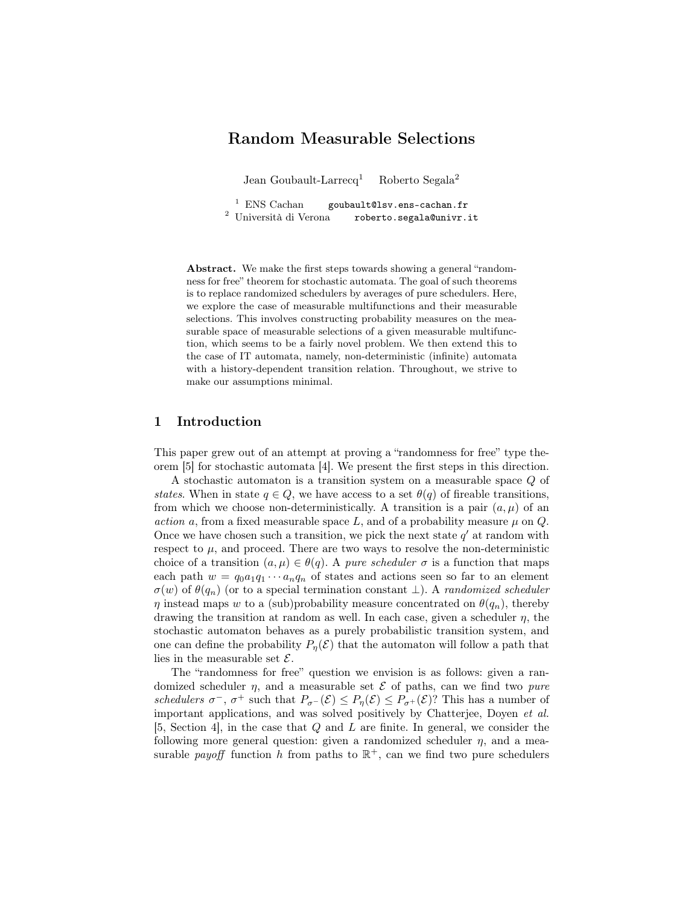# Random Measurable Selections

Jean Goubault-Larrecq[1] Roberto Segala[2]

[1] ENS Cachan goubault@lsv.ens-cachan.fr
[2] Università di Verona roberto.segala@univr.it

**Abstract.** We make the first steps towards showing a general "randomness for free" theorem for stochastic automata. The goal of such theorems is to replace randomized schedulers by averages of pure schedulers. Here, we explore the case of measurable multifunctions and their measurable selections. This involves constructing probability measures on the measurable space of measurable selections of a given measurable multifunction, which seems to be a fairly novel problem. We then extend this to the case of IT automata, namely, non-deterministic (infinite) automata with a history-dependent transition relation. Throughout, we strive to make our assumptions minimal.

## 1 Introduction

This paper grew out of an attempt at proving a "randomness for free" type theorem [5] for stochastic automata [4]. We present the first steps in this direction.

A stochastic automaton is a transition system on a measurable space $Q$ of *states*. When in state $q \in Q$, we have access to a set $\theta(q)$ of fireable transitions, from which we choose non-deterministically. A transition is a pair $(a, \mu)$ of an *action* $a$, from a fixed measurable space $L$, and of a probability measure $\mu$ on $Q$. Once we have chosen such a transition, we pick the next state $q'$ at random with respect to $\mu$, and proceed. There are two ways to resolve the non-deterministic choice of a transition $(a, \mu) \in \theta(q)$. A *pure scheduler* $\sigma$ is a function that maps each path $w = q_0 a_1 q_1 \cdots a_n q_n$ of states and actions seen so far to an element $\sigma(w)$ of $\theta(q_n)$ (or to a special termination constant $\perp$). A *randomized scheduler* $\eta$ instead maps $w$ to a (sub)probability measure concentrated on $\theta(q_n)$, thereby drawing the transition at random as well. In each case, given a scheduler $\eta$, the stochastic automaton behaves as a purely probabilistic transition system, and one can define the probability $P_\eta(\mathcal{E})$ that the automaton will follow a path that lies in the measurable set $\mathcal{E}$.

The "randomness for free" question we envision is as follows: given a randomized scheduler $\eta$, and a measurable set $\mathcal{E}$ of paths, can we find two *pure schedulers* $\sigma^-$, $\sigma^+$ such that $P_{\sigma^-}(\mathcal{E}) \leq P_\eta(\mathcal{E}) \leq P_{\sigma^+}(\mathcal{E})$? This has a number of important applications, and was solved positively by Chatterjee, Doyen *et al.* [5, Section 4], in the case that $Q$ and $L$ are finite. In general, we consider the following more general question: given a randomized scheduler $\eta$, and a measurable *payoff* function $h$ from paths to $\mathbb{R}^+$, can we find two pure schedulers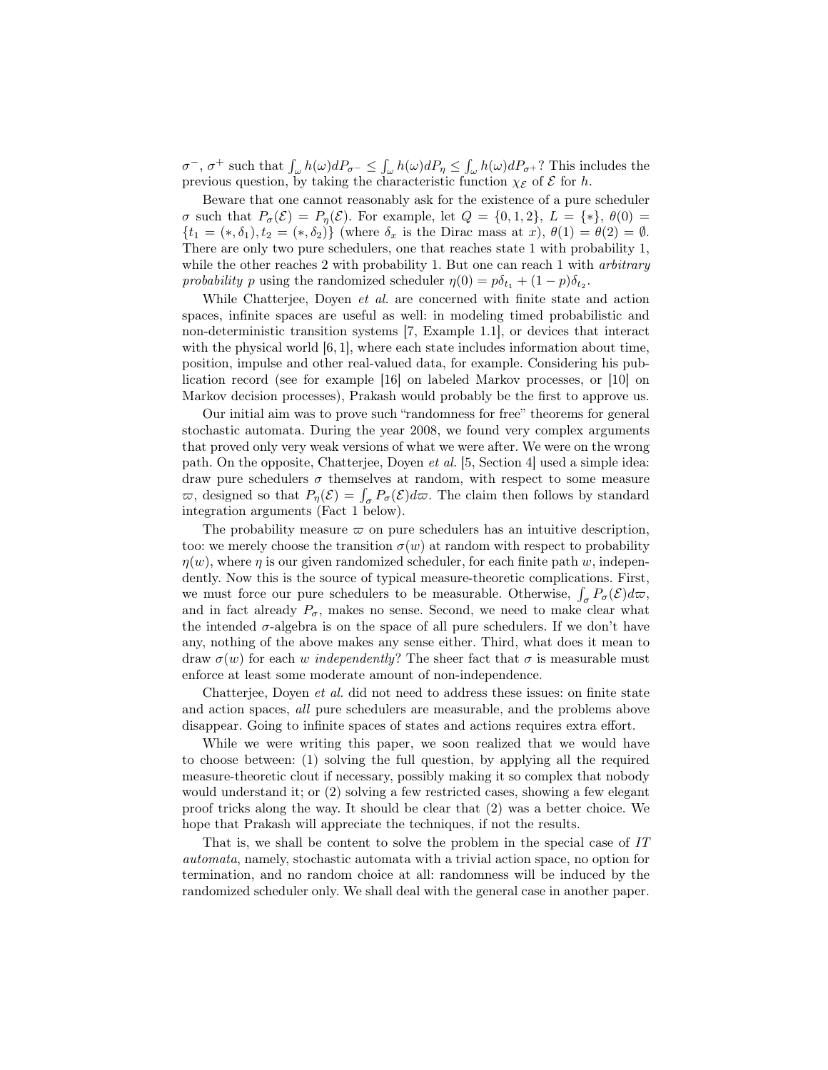$\sigma^-$, $\sigma^+$ such that $\int_\omega h(\omega)dP_{\sigma^-} \leq \int_\omega h(\omega)dP_\eta \leq \int_\omega h(\omega)dP_{\sigma^+}$? This includes the previous question, by taking the characteristic function $\chi_\mathcal{E}$ of $\mathcal{E}$ for $h$.

Beware that one cannot reasonably ask for the existence of a pure scheduler $\sigma$ such that $P_\sigma(\mathcal{E}) = P_\eta(\mathcal{E})$. For example, let $Q = \{0, 1, 2\}$, $L = \{*\}$, $\theta(0) = \{t_1 = (*, \delta_1), t_2 = (*, \delta_2)\}$ (where $\delta_x$ is the Dirac mass at $x$), $\theta(1) = \theta(2) = \emptyset$. There are only two pure schedulers, one that reaches state 1 with probability 1, while the other reaches 2 with probability 1. But one can reach 1 with *arbitrary probability* $p$ using the randomized scheduler $\eta(0) = p\delta_{t_1} + (1-p)\delta_{t_2}$.

While Chatterjee, Doyen *et al.* are concerned with finite state and action spaces, infinite spaces are useful as well: in modeling timed probabilistic and non-deterministic transition systems [7, Example 1.1], or devices that interact with the physical world [6, 1], where each state includes information about time, position, impulse and other real-valued data, for example. Considering his publication record (see for example [16] on labeled Markov processes, or [10] on Markov decision processes), Prakash would probably be the first to approve us.

Our initial aim was to prove such "randomness for free" theorems for general stochastic automata. During the year 2008, we found very complex arguments that proved only very weak versions of what we were after. We were on the wrong path. On the opposite, Chatterjee, Doyen *et al.* [5, Section 4] used a simple idea: draw pure schedulers $\sigma$ themselves at random, with respect to some measure $\varpi$, designed so that $P_\eta(\mathcal{E}) = \int_\sigma P_\sigma(\mathcal{E})d\varpi$. The claim then follows by standard integration arguments (Fact 1 below).

The probability measure $\varpi$ on pure schedulers has an intuitive description, too: we merely choose the transition $\sigma(w)$ at random with respect to probability $\eta(w)$, where $\eta$ is our given randomized scheduler, for each finite path $w$, independently. Now this is the source of typical measure-theoretic complications. First, we must force our pure schedulers to be measurable. Otherwise, $\int_\sigma P_\sigma(\mathcal{E})d\varpi$, and in fact already $P_\sigma$, makes no sense. Second, we need to make clear what the intended $\sigma$-algebra is on the space of all pure schedulers. If we don't have any, nothing of the above makes any sense either. Third, what does it mean to draw $\sigma(w)$ for each $w$ *independently*? The sheer fact that $\sigma$ is measurable must enforce at least some moderate amount of non-independence.

Chatterjee, Doyen *et al.* did not need to address these issues: on finite state and action spaces, *all* pure schedulers are measurable, and the problems above disappear. Going to infinite spaces of states and actions requires extra effort.

While we were writing this paper, we soon realized that we would have to choose between: (1) solving the full question, by applying all the required measure-theoretic clout if necessary, possibly making it so complex that nobody would understand it; or (2) solving a few restricted cases, showing a few elegant proof tricks along the way. It should be clear that (2) was a better choice. We hope that Prakash will appreciate the techniques, if not the results.

That is, we shall be content to solve the problem in the special case of *IT automata*, namely, stochastic automata with a trivial action space, no option for termination, and no random choice at all: randomness will be induced by the randomized scheduler only. We shall deal with the general case in another paper.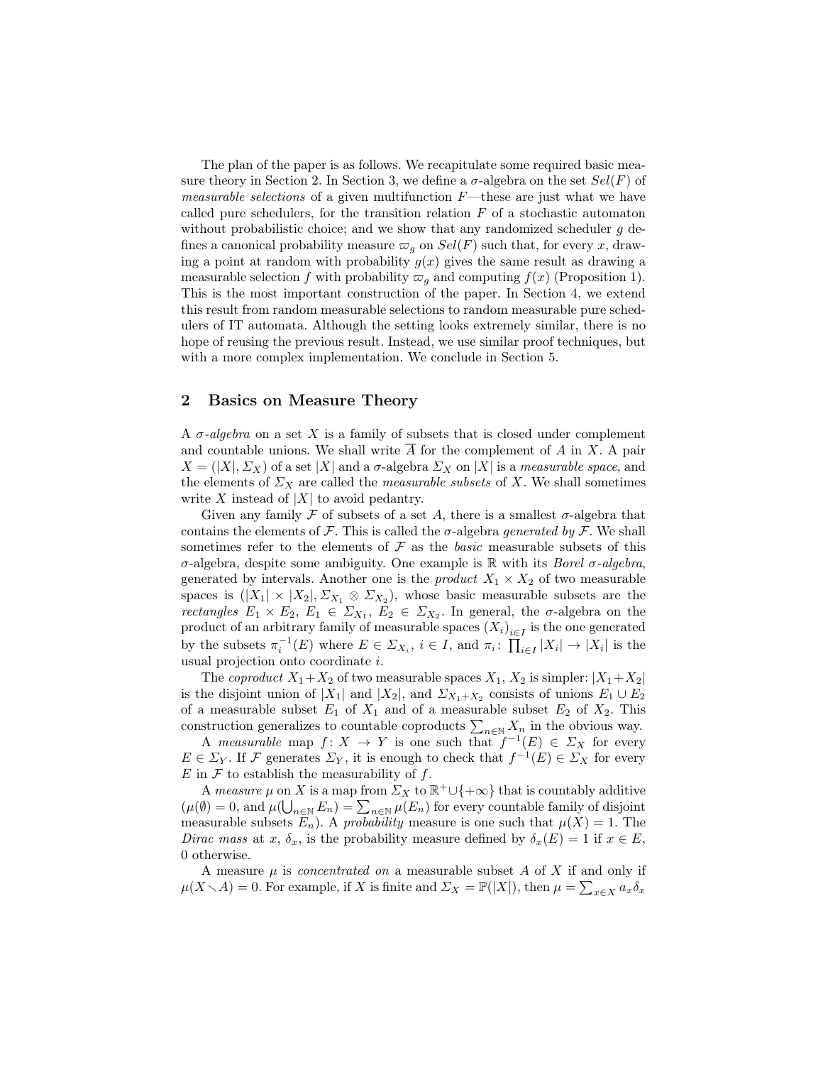The plan of the paper is as follows. We recapitulate some required basic measure theory in Section 2. In Section 3, we define a $\sigma$-algebra on the set $Sel(F)$ of *measurable selections* of a given multifunction $F$—these are just what we have called pure schedulers, for the transition relation $F$ of a stochastic automaton without probabilistic choice; and we show that any randomized scheduler $g$ defines a canonical probability measure $\varpi_g$ on $Sel(F)$ such that, for every $x$, drawing a point at random with probability $g(x)$ gives the same result as drawing a measurable selection $f$ with probability $\varpi_g$ and computing $f(x)$ (Proposition 1). This is the most important construction of the paper. In Section 4, we extend this result from random measurable selections to random measurable pure schedulers of IT automata. Although the setting looks extremely similar, there is no hope of reusing the previous result. Instead, we use similar proof techniques, but with a more complex implementation. We conclude in Section 5.

## 2 Basics on Measure Theory

A *$\sigma$-algebra* on a set $X$ is a family of subsets that is closed under complement and countable unions. We shall write $\overline{A}$ for the complement of $A$ in $X$. A pair $X = (|X|, \Sigma_X)$ of a set $|X|$ and a $\sigma$-algebra $\Sigma_X$ on $|X|$ is a *measurable space*, and the elements of $\Sigma_X$ are called the *measurable subsets* of $X$. We shall sometimes write $X$ instead of $|X|$ to avoid pedantry.

Given any family $\mathcal{F}$ of subsets of a set $A$, there is a smallest $\sigma$-algebra that contains the elements of $\mathcal{F}$. This is called the $\sigma$-algebra *generated by* $\mathcal{F}$. We shall sometimes refer to the elements of $\mathcal{F}$ as the *basic* measurable subsets of this $\sigma$-algebra, despite some ambiguity. One example is $\mathbb{R}$ with its *Borel $\sigma$-algebra*, generated by intervals. Another one is the *product* $X_1 \times X_2$ of two measurable spaces is $(|X_1| \times |X_2|, \Sigma_{X_1} \otimes \Sigma_{X_2})$, whose basic measurable subsets are the *rectangles* $E_1 \times E_2$, $E_1 \in \Sigma_{X_1}$, $E_2 \in \Sigma_{X_2}$. In general, the $\sigma$-algebra on the product of an arbitrary family of measurable spaces $(X_i)_{i \in I}$ is the one generated by the subsets $\pi_i^{-1}(E)$ where $E \in \Sigma_{X_i}$, $i \in I$, and $\pi_i \colon \prod_{i \in I} |X_i| \to |X_i|$ is the usual projection onto coordinate $i$.

The *coproduct* $X_1 + X_2$ of two measurable spaces $X_1$, $X_2$ is simpler: $|X_1 + X_2|$ is the disjoint union of $|X_1|$ and $|X_2|$, and $\Sigma_{X_1 + X_2}$ consists of unions $E_1 \cup E_2$ of a measurable subset $E_1$ of $X_1$ and of a measurable subset $E_2$ of $X_2$. This construction generalizes to countable coproducts $\sum_{n \in \mathbb{N}} X_n$ in the obvious way.

A *measurable* map $f \colon X \to Y$ is one such that $f^{-1}(E) \in \Sigma_X$ for every $E \in \Sigma_Y$. If $\mathcal{F}$ generates $\Sigma_Y$, it is enough to check that $f^{-1}(E) \in \Sigma_X$ for every $E$ in $\mathcal{F}$ to establish the measurability of $f$.

A *measure* $\mu$ on $X$ is a map from $\Sigma_X$ to $\mathbb{R}^+ \cup \{+\infty\}$ that is countably additive ($\mu(\emptyset) = 0$, and $\mu(\bigcup_{n \in \mathbb{N}} E_n) = \sum_{n \in \mathbb{N}} \mu(E_n)$ for every countable family of disjoint measurable subsets $E_n$). A *probability* measure is one such that $\mu(X) = 1$. The *Dirac mass* at $x$, $\delta_x$, is the probability measure defined by $\delta_x(E) = 1$ if $x \in E$, 0 otherwise.

A measure $\mu$ is *concentrated on* a measurable subset $A$ of $X$ if and only if $\mu(X \smallsetminus A) = 0$. For example, if $X$ is finite and $\Sigma_X = \mathbb{P}(|X|)$, then $\mu = \sum_{x \in X} a_x \delta_x$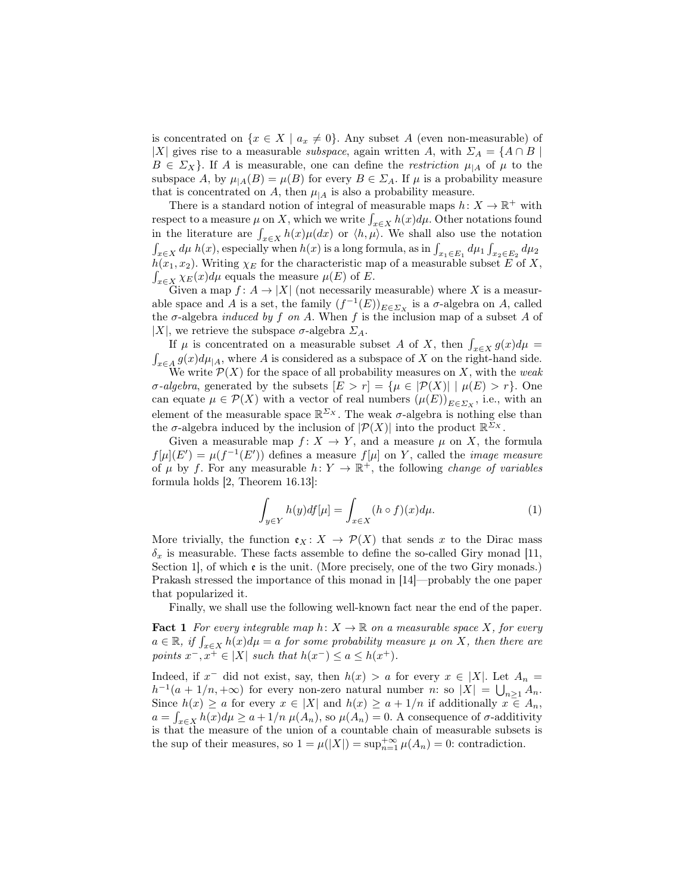is concentrated on $\{x \in X \mid a_x \neq 0\}$. Any subset $A$ (even non-measurable) of $|X|$ gives rise to a measurable *subspace*, again written $A$, with $\Sigma_A = \{A \cap B \mid B \in \Sigma_X\}$. If $A$ is measurable, one can define the *restriction* $\mu_{|A}$ of $\mu$ to the subspace $A$, by $\mu_{|A}(B) = \mu(B)$ for every $B \in \Sigma_A$. If $\mu$ is a probability measure that is concentrated on $A$, then $\mu_{|A}$ is also a probability measure.

There is a standard notion of integral of measurable maps $h \colon X \to \mathbb{R}^+$ with respect to a measure $\mu$ on $X$, which we write $\int_{x \in X} h(x) d\mu$. Other notations found in the literature are $\int_{x \in X} h(x)\mu(dx)$ or $\langle h, \mu \rangle$. We shall also use the notation $\int_{x \in X} d\mu\, h(x)$, especially when $h(x)$ is a long formula, as in $\int_{x_1 \in E_1} d\mu_1 \int_{x_2 \in E_2} d\mu_2\, h(x_1, x_2)$. Writing $\chi_E$ for the characteristic map of a measurable subset $E$ of $X$, $\int_{x \in X} \chi_E(x) d\mu$ equals the measure $\mu(E)$ of $E$.

Given a map $f \colon A \to |X|$ (not necessarily measurable) where $X$ is a measurable space and $A$ is a set, the family $(f^{-1}(E))_{E \in \Sigma_X}$ is a $\sigma$-algebra on $A$, called the $\sigma$-algebra *induced by $f$ on $A$*. When $f$ is the inclusion map of a subset $A$ of $|X|$, we retrieve the subspace $\sigma$-algebra $\Sigma_A$.

If $\mu$ is concentrated on a measurable subset $A$ of $X$, then $\int_{x \in X} g(x) d\mu = \int_{x \in A} g(x) d\mu_{|A}$, where $A$ is considered as a subspace of $X$ on the right-hand side.

We write $\mathcal{P}(X)$ for the space of all probability measures on $X$, with the *weak $\sigma$-algebra*, generated by the subsets $[E > r] = \{\mu \in |\mathcal{P}(X)| \mid \mu(E) > r\}$. One can equate $\mu \in \mathcal{P}(X)$ with a vector of real numbers $(\mu(E))_{E \in \Sigma_X}$, i.e., with an element of the measurable space $\mathbb{R}^{\Sigma_X}$. The weak $\sigma$-algebra is nothing else than the $\sigma$-algebra induced by the inclusion of $|\mathcal{P}(X)|$ into the product $\mathbb{R}^{\Sigma_X}$.

Given a measurable map $f \colon X \to Y$, and a measure $\mu$ on $X$, the formula $f[\mu](E') = \mu(f^{-1}(E'))$ defines a measure $f[\mu]$ on $Y$, called the *image measure* of $\mu$ by $f$. For any measurable $h \colon Y \to \mathbb{R}^+$, the following *change of variables* formula holds [2, Theorem 16.13]:

$$\int_{y \in Y} h(y) df[\mu] = \int_{x \in X} (h \circ f)(x) d\mu. \tag{1}$$

More trivially, the function $\mathfrak{e}_X \colon X \to \mathcal{P}(X)$ that sends $x$ to the Dirac mass $\delta_x$ is measurable. These facts assemble to define the so-called Giry monad [11, Section 1], of which $\mathfrak{e}$ is the unit. (More precisely, one of the two Giry monads.) Prakash stressed the importance of this monad in [14]—probably the one paper that popularized it.

Finally, we shall use the following well-known fact near the end of the paper.

**Fact 1** *For every integrable map $h \colon X \to \mathbb{R}$ on a measurable space $X$, for every $a \in \mathbb{R}$, if $\int_{x \in X} h(x) d\mu = a$ for some probability measure $\mu$ on $X$, then there are points $x^-, x^+ \in |X|$ such that $h(x^-) \leq a \leq h(x^+)$.*

Indeed, if $x^-$ did not exist, say, then $h(x) > a$ for every $x \in |X|$. Let $A_n = h^{-1}(a + 1/n, +\infty)$ for every non-zero natural number $n$: so $|X| = \bigcup_{n \geq 1} A_n$. Since $h(x) \geq a$ for every $x \in |X|$ and $h(x) \geq a + 1/n$ if additionally $x \in A_n$, $a = \int_{x \in X} h(x) d\mu \geq a + 1/n\, \mu(A_n)$, so $\mu(A_n) = 0$. A consequence of $\sigma$-additivity is that the measure of the union of a countable chain of measurable subsets is the sup of their measures, so $1 = \mu(|X|) = \sup_{n=1}^{+\infty} \mu(A_n) = 0$: contradiction.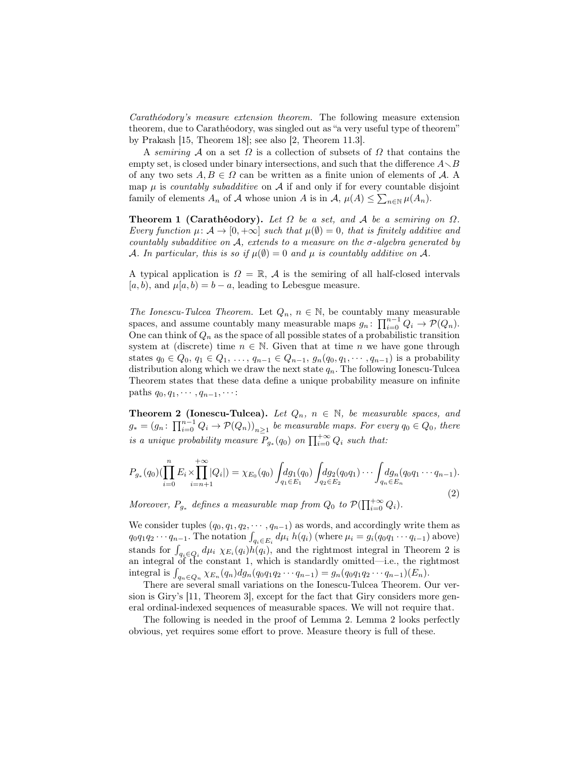*Carathéodory's measure extension theorem.* The following measure extension theorem, due to Carathéodory, was singled out as "a very useful type of theorem" by Prakash [15, Theorem 18]; see also [2, Theorem 11.3].

A *semiring* $\mathcal{A}$ on a set $\Omega$ is a collection of subsets of $\Omega$ that contains the empty set, is closed under binary intersections, and such that the difference $A \smallsetminus B$ of any two sets $A, B \in \Omega$ can be written as a finite union of elements of $\mathcal{A}$. A map $\mu$ is *countably subadditive* on $\mathcal{A}$ if and only if for every countable disjoint family of elements $A_n$ of $\mathcal{A}$ whose union $A$ is in $\mathcal{A}$, $\mu(A) \leq \sum_{n\in\mathbb{N}} \mu(A_n)$.

**Theorem 1 (Carathéodory).** *Let $\Omega$ be a set, and $\mathcal{A}$ be a semiring on $\Omega$. Every function $\mu\colon \mathcal{A} \to [0, +\infty]$ such that $\mu(\emptyset) = 0$, that is finitely additive and countably subadditive on $\mathcal{A}$, extends to a measure on the $\sigma$-algebra generated by $\mathcal{A}$. In particular, this is so if $\mu(\emptyset) = 0$ and $\mu$ is countably additive on $\mathcal{A}$.*

A typical application is $\Omega = \mathbb{R}$, $\mathcal{A}$ is the semiring of all half-closed intervals $[a, b)$, and $\mu[a, b) = b - a$, leading to Lebesgue measure.

*The Ionescu-Tulcea Theorem.* Let $Q_n$, $n \in \mathbb{N}$, be countably many measurable spaces, and assume countably many measurable maps $g_n\colon \prod_{i=0}^{n-1} Q_i \to \mathcal{P}(Q_n)$. One can think of $Q_n$ as the space of all possible states of a probabilistic transition system at (discrete) time $n \in \mathbb{N}$. Given that at time $n$ we have gone through states $q_0 \in Q_0$, $q_1 \in Q_1$, ..., $q_{n-1} \in Q_{n-1}$, $g_n(q_0, q_1, \cdots, q_{n-1})$ is a probability distribution along which we draw the next state $q_n$. The following Ionescu-Tulcea Theorem states that these data define a unique probability measure on infinite paths $q_0, q_1, \cdots, q_{n-1}, \cdots$:

**Theorem 2 (Ionescu-Tulcea).** *Let $Q_n$, $n \in \mathbb{N}$, be measurable spaces, and $g_* = \left(g_n\colon \prod_{i=0}^{n-1} Q_i \to \mathcal{P}(Q_n)\right)_{n\geq 1}$ be measurable maps. For every $q_0 \in Q_0$, there is a unique probability measure $P_{g_*}(q_0)$ on $\prod_{i=0}^{+\infty} Q_i$ such that:*

$$P_{g_*}(q_0)(\prod_{i=0}^{n} E_i \times \prod_{i=n+1}^{+\infty} |Q_i|) = \chi_{E_0}(q_0) \int_{q_1\in E_1} dg_1(q_0) \int_{q_2\in E_2} dg_2(q_0q_1) \cdots \int_{q_n\in E_n} dg_n(q_0q_1\cdots q_{n-1}). \tag{2}$$

*Moreover, $P_{g_*}$ defines a measurable map from $Q_0$ to $\mathcal{P}(\prod_{i=0}^{+\infty} Q_i)$.*

We consider tuples $(q_0, q_1, q_2, \cdots, q_{n-1})$ as words, and accordingly write them as $q_0q_1q_2\cdots q_{n-1}$. The notation $\int_{q_i\in E_i} d\mu_i \; h(q_i)$ (where $\mu_i = g_i(q_0q_1\cdots q_{i-1})$ above) stands for $\int_{q_i\in Q_i} d\mu_i \; \chi_{E_i}(q_i)h(q_i)$, and the rightmost integral in Theorem 2 is an integral of the constant 1, which is standardly omitted—i.e., the rightmost integral is $\int_{q_n\in Q_n} \chi_{E_n}(q_n) dg_n(q_0q_1q_2\cdots q_{n-1}) = g_n(q_0q_1q_2\cdots q_{n-1})(E_n)$.

There are several small variations on the Ionescu-Tulcea Theorem. Our version is Giry's [11, Theorem 3], except for the fact that Giry considers more general ordinal-indexed sequences of measurable spaces. We will not require that.

The following is needed in the proof of Lemma 2. Lemma 2 looks perfectly obvious, yet requires some effort to prove. Measure theory is full of these.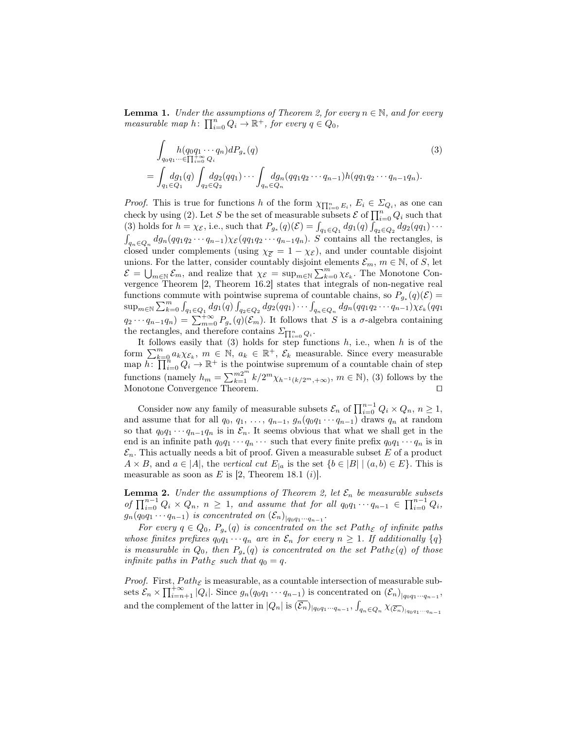**Lemma 1.** *Under the assumptions of Theorem 2, for every $n \in \mathbb{N}$, and for every measurable map $h\colon \prod_{i=0}^{n} Q_i \to \mathbb{R}^+$, for every $q \in Q_0$,*

$$\int_{q_0 q_1 \cdots \in \prod_{i=0}^{+\infty} Q_i} h(q_0 q_1 \cdots q_n) dP_{g_*}(q) \tag{3}$$
$$= \int_{q_1 \in Q_1} dg_1(q) \int_{q_2 \in Q_2} dg_2(qq_1) \cdots \int_{q_n \in Q_n} dg_n(qq_1 q_2 \cdots q_{n-1}) h(qq_1 q_2 \cdots q_{n-1} q_n).$$

*Proof.* This is true for functions $h$ of the form $\chi_{\prod_{i=0}^{n} E_i}$, $E_i \in \Sigma_{Q_i}$, as one can check by using (2). Let $S$ be the set of measurable subsets $\mathcal{E}$ of $\prod_{i=0}^{n} Q_i$ such that (3) holds for $h = \chi_{\mathcal{E}}$, i.e., such that $P_{g_*}(q)(\mathcal{E}) = \int_{q_1 \in Q_1} dg_1(q) \int_{q_2 \in Q_2} dg_2(qq_1) \cdots \int_{q_n \in Q_n} dg_n(qq_1 q_2 \cdots q_{n-1}) \chi_{\mathcal{E}}(qq_1 q_2 \cdots q_{n-1} q_n)$. $S$ contains all the rectangles, is closed under complements (using $\chi_{\overline{\mathcal{E}}} = 1 - \chi_{\mathcal{E}}$), and under countable disjoint unions. For the latter, consider countably disjoint elements $\mathcal{E}_m$, $m \in \mathbb{N}$, of $S$, let $\mathcal{E} = \bigcup_{m \in \mathbb{N}} \mathcal{E}_m$, and realize that $\chi_{\mathcal{E}} = \sup_{m \in \mathbb{N}} \sum_{k=0}^{m} \chi_{\mathcal{E}_k}$. The Monotone Convergence Theorem [2, Theorem 16.2] states that integrals of non-negative real functions commute with pointwise suprema of countable chains, so $P_{g_*}(q)(\mathcal{E}) = \sup_{m \in \mathbb{N}} \sum_{k=0}^{m} \int_{q_1 \in Q_1} dg_1(q) \int_{q_2 \in Q_2} dg_2(qq_1) \cdots \int_{q_n \in Q_n} dg_n(qq_1 q_2 \cdots q_{n-1}) \chi_{\mathcal{E}_k}(qq_1 q_2 \cdots q_{n-1} q_n) = \sum_{m=0}^{+\infty} P_{g_*}(q)(\mathcal{E}_m)$. It follows that $S$ is a $\sigma$-algebra containing the rectangles, and therefore contains $\Sigma_{\prod_{i=0}^{n} Q_i}$.

It follows easily that (3) holds for step functions $h$, i.e., when $h$ is of the form $\sum_{k=0}^{m} a_k \chi_{\mathcal{E}_k}$, $m \in \mathbb{N}$, $a_k \in \mathbb{R}^+$, $\mathcal{E}_k$ measurable. Since every measurable map $h\colon \prod_{i=0}^{n} Q_i \to \mathbb{R}^+$ is the pointwise supremum of a countable chain of step functions (namely $h_m = \sum_{k=1}^{m2^m} k/2^m \chi_{h^{-1}(k/2^m, +\infty)}$, $m \in \mathbb{N}$), (3) follows by the Monotone Convergence Theorem. ◻

Consider now any family of measurable subsets $\mathcal{E}_n$ of $\prod_{i=0}^{n-1} Q_i \times Q_n$, $n \geq 1$, and assume that for all $q_0$, $q_1$, ..., $q_{n-1}$, $g_n(q_0 q_1 \cdots q_{n-1})$ draws $q_n$ at random so that $q_0 q_1 \cdots q_{n-1} q_n$ is in $\mathcal{E}_n$. It seems obvious that what we shall get in the end is an infinite path $q_0 q_1 \cdots q_n \cdots$ such that every finite prefix $q_0 q_1 \cdots q_n$ is in $\mathcal{E}_n$. This actually needs a bit of proof. Given a measurable subset $E$ of a product $A \times B$, and $a \in |A|$, the *vertical cut* $E_{|a}$ is the set $\{b \in |B| \mid (a, b) \in E\}$. This is measurable as soon as $E$ is [2, Theorem 18.1 $(i)$].

**Lemma 2.** *Under the assumptions of Theorem 2, let $\mathcal{E}_n$ be measurable subsets of $\prod_{i=0}^{n-1} Q_i \times Q_n$, $n \geq 1$, and assume that for all $q_0 q_1 \cdots q_{n-1} \in \prod_{i=0}^{n-1} Q_i$, $g_n(q_0 q_1 \cdots q_{n-1})$ is concentrated on $(\mathcal{E}_n)_{|q_0 q_1 \cdots q_{n-1}}$.*

*For every $q \in Q_0$, $P_{g_*}(q)$ is concentrated on the set $Path_{\mathcal{E}}$ of infinite paths whose finites prefixes $q_0 q_1 \cdots q_n$ are in $\mathcal{E}_n$ for every $n \geq 1$. If additionally $\{q\}$ is measurable in $Q_0$, then $P_{g_*}(q)$ is concentrated on the set $Path_{\mathcal{E}}(q)$ of those infinite paths in $Path_{\mathcal{E}}$ such that $q_0 = q$.*

*Proof.* First, $Path_{\mathcal{E}}$ is measurable, as a countable intersection of measurable subsets $\mathcal{E}_n \times \prod_{i=n+1}^{+\infty} |Q_i|$. Since $g_n(q_0 q_1 \cdots q_{n-1})$ is concentrated on $(\mathcal{E}_n)_{|q_0 q_1 \cdots q_{n-1}}$, and the complement of the latter in $|Q_n|$ is $(\overline{\mathcal{E}_n})_{|q_0 q_1 \cdots q_{n-1}}$, $\int_{q_n \in Q_n} \chi_{(\overline{\mathcal{E}_n})_{|q_0 q_1 \cdots q_{n-1}}}$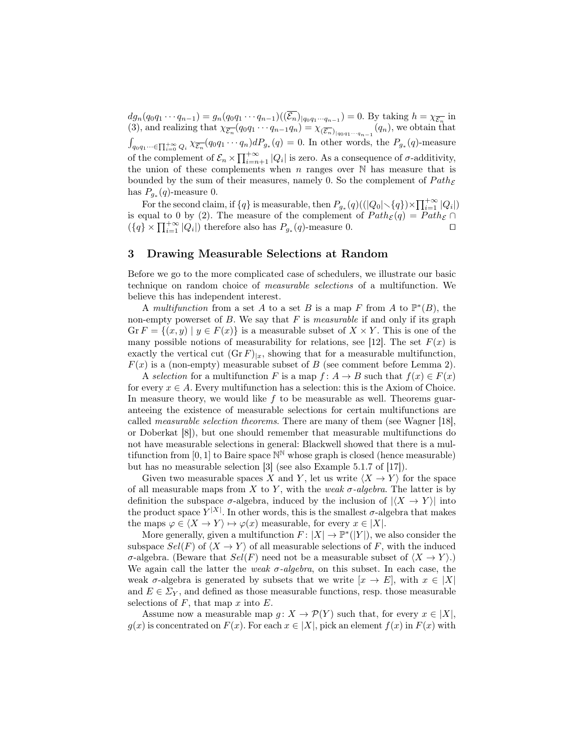$dg_n(q_0q_1\cdots q_{n-1}) = g_n(q_0q_1\cdots q_{n-1})((\overline{\mathcal{E}_n})_{|q_0q_1\cdots q_{n-1}}) = 0$. By taking $h = \chi_{\overline{\mathcal{E}_n}}$ in (3), and realizing that $\chi_{\overline{\mathcal{E}_n}}(q_0q_1\cdots q_{n-1}q_n) = \chi_{(\overline{\mathcal{E}_n})_{|q_0q_1\cdots q_{n-1}}}(q_n)$, we obtain that $\int_{q_0q_1\cdots\in\prod_{i=0}^{+\infty} Q_i} \chi_{\overline{\mathcal{E}_n}}(q_0q_1\cdots q_n)dP_{g_*}(q) = 0$. In other words, the $P_{g_*}(q)$-measure of the complement of $\mathcal{E}_n \times \prod_{i=n+1}^{+\infty} |Q_i|$ is zero. As a consequence of $\sigma$-additivity, the union of these complements when $n$ ranges over $\mathbb{N}$ has measure that is bounded by the sum of their measures, namely 0. So the complement of $Path_{\mathcal{E}}$ has $P_{g_*}(q)$-measure 0.

For the second claim, if $\{q\}$ is measurable, then $P_{g_*}(q)((|Q_0|\smallsetminus\{q\})\times\prod_{i=1}^{+\infty}|Q_i|)$ is equal to 0 by (2). The measure of the complement of $Path_{\mathcal{E}}(q) = Path_{\mathcal{E}} \cap (\{q\} \times \prod_{i=1}^{+\infty} |Q_i|)$ therefore also has $P_{g_*}(q)$-measure 0. ☐

## 3 Drawing Measurable Selections at Random

Before we go to the more complicated case of schedulers, we illustrate our basic technique on random choice of *measurable selections* of a multifunction. We believe this has independent interest.

A *multifunction* from a set $A$ to a set $B$ is a map $F$ from $A$ to $\mathbb{P}^*(B)$, the non-empty powerset of $B$. We say that $F$ is *measurable* if and only if its graph $\operatorname{Gr} F = \{(x, y) \mid y \in F(x)\}$ is a measurable subset of $X \times Y$. This is one of the many possible notions of measurability for relations, see [12]. The set $F(x)$ is exactly the vertical cut $(\operatorname{Gr} F)_{|x}$, showing that for a measurable multifunction, $F(x)$ is a (non-empty) measurable subset of $B$ (see comment before Lemma 2).

A *selection* for a multifunction $F$ is a map $f : A \to B$ such that $f(x) \in F(x)$ for every $x \in A$. Every multifunction has a selection: this is the Axiom of Choice. In measure theory, we would like $f$ to be measurable as well. Theorems guaranteeing the existence of measurable selections for certain multifunctions are called *measurable selection theorems*. There are many of them (see Wagner [18], or Doberkat [8]), but one should remember that measurable multifunctions do not have measurable selections in general: Blackwell showed that there is a multifunction from $[0, 1]$ to Baire space $\mathbb{N}^{\mathbb{N}}$ whose graph is closed (hence measurable) but has no measurable selection [3] (see also Example 5.1.7 of [17]).

Given two measurable spaces $X$ and $Y$, let us write $\langle X \to Y\rangle$ for the space of all measurable maps from $X$ to $Y$, with the *weak $\sigma$-algebra*. The latter is by definition the subspace $\sigma$-algebra, induced by the inclusion of $|\langle X \to Y\rangle|$ into the product space $Y^{|X|}$. In other words, this is the smallest $\sigma$-algebra that makes the maps $\varphi \in \langle X \to Y\rangle \mapsto \varphi(x)$ measurable, for every $x \in |X|$.

More generally, given a multifunction $F : |X| \to \mathbb{P}^*(|Y|)$, we also consider the subspace $Sel(F)$ of $\langle X \to Y\rangle$ of all measurable selections of $F$, with the induced $\sigma$-algebra. (Beware that $Sel(F)$ need not be a measurable subset of $\langle X \to Y\rangle$.) We again call the latter the *weak $\sigma$-algebra*, on this subset. In each case, the weak $\sigma$-algebra is generated by subsets that we write $[x \to E]$, with $x \in |X|$ and $E \in \Sigma_Y$, and defined as those measurable functions, resp. those measurable selections of $F$, that map $x$ into $E$.

Assume now a measurable map $g : X \to \mathcal{P}(Y)$ such that, for every $x \in |X|$, $g(x)$ is concentrated on $F(x)$. For each $x \in |X|$, pick an element $f(x)$ in $F(x)$ with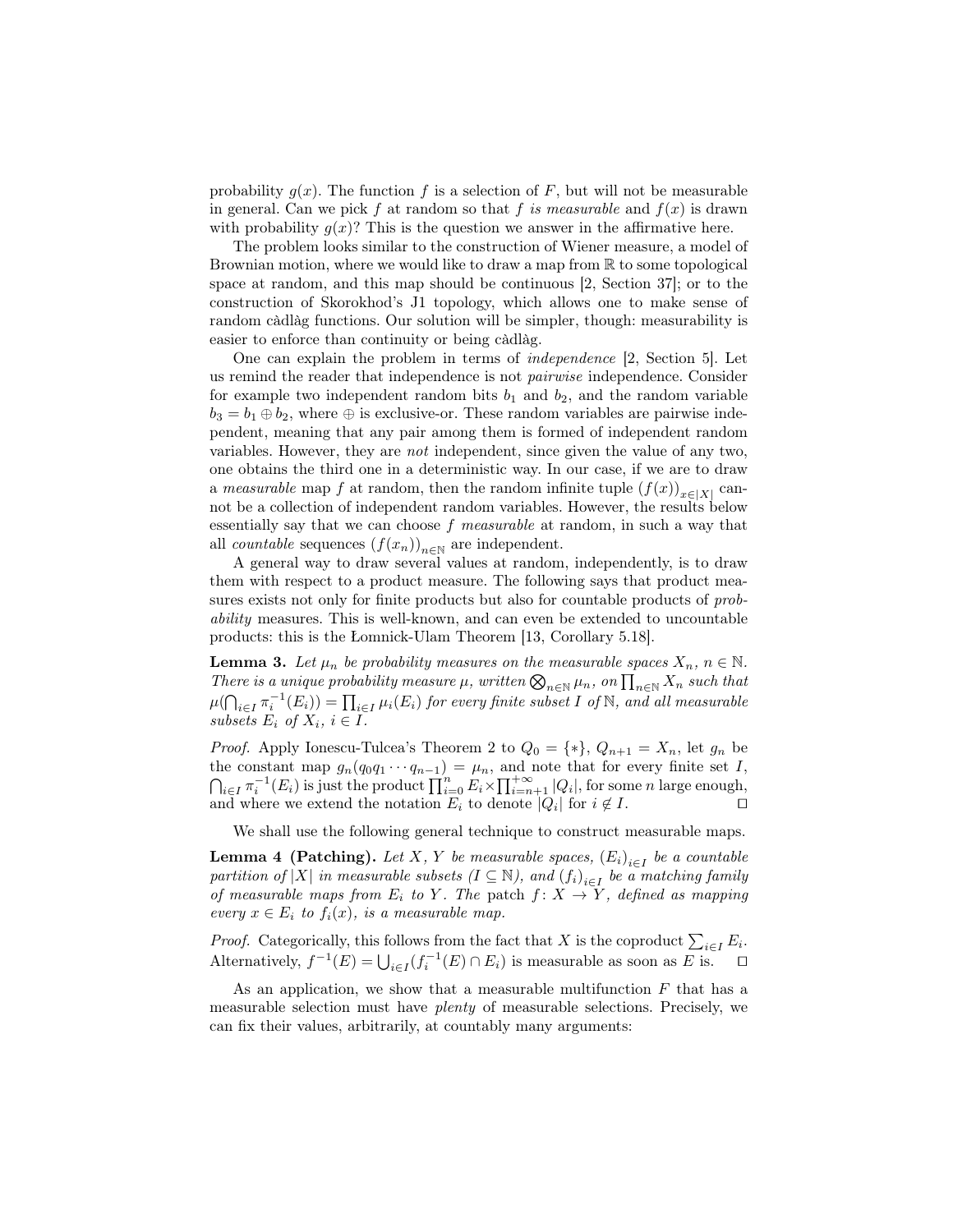probability $g(x)$. The function $f$ is a selection of $F$, but will not be measurable in general. Can we pick $f$ at random so that $f$ *is measurable* and $f(x)$ is drawn with probability $g(x)$? This is the question we answer in the affirmative here.

The problem looks similar to the construction of Wiener measure, a model of Brownian motion, where we would like to draw a map from $\mathbb{R}$ to some topological space at random, and this map should be continuous [2, Section 37]; or to the construction of Skorokhod's J1 topology, which allows one to make sense of random càdlàg functions. Our solution will be simpler, though: measurability is easier to enforce than continuity or being càdlàg.

One can explain the problem in terms of *independence* [2, Section 5]. Let us remind the reader that independence is not *pairwise* independence. Consider for example two independent random bits $b_1$ and $b_2$, and the random variable $b_3 = b_1 \oplus b_2$, where $\oplus$ is exclusive-or. These random variables are pairwise independent, meaning that any pair among them is formed of independent random variables. However, they are *not* independent, since given the value of any two, one obtains the third one in a deterministic way. In our case, if we are to draw a *measurable* map $f$ at random, then the random infinite tuple $(f(x))_{x \in |X|}$ cannot be a collection of independent random variables. However, the results below essentially say that we can choose $f$ *measurable* at random, in such a way that all *countable* sequences $(f(x_n))_{n \in \mathbb{N}}$ are independent.

A general way to draw several values at random, independently, is to draw them with respect to a product measure. The following says that product measures exists not only for finite products but also for countable products of *probability* measures. This is well-known, and can even be extended to uncountable products: this is the Łomnick-Ulam Theorem [13, Corollary 5.18].

**Lemma 3.** *Let $\mu_n$ be probability measures on the measurable spaces $X_n$, $n \in \mathbb{N}$. There is a unique probability measure $\mu$, written $\bigotimes_{n \in \mathbb{N}} \mu_n$, on $\prod_{n \in \mathbb{N}} X_n$ such that $\mu(\bigcap_{i \in I} \pi_i^{-1}(E_i)) = \prod_{i \in I} \mu_i(E_i)$ for every finite subset $I$ of $\mathbb{N}$, and all measurable subsets $E_i$ of $X_i$, $i \in I$.*

*Proof.* Apply Ionescu-Tulcea's Theorem 2 to $Q_0 = \{*\}$, $Q_{n+1} = X_n$, let $g_n$ be the constant map $g_n(q_0 q_1 \cdots q_{n-1}) = \mu_n$, and note that for every finite set $I$, $\bigcap_{i \in I} \pi_i^{-1}(E_i)$ is just the product $\prod_{i=0}^{n} E_i \times \prod_{i=n+1}^{+\infty} |Q_i|$, for some $n$ large enough, and where we extend the notation $E_i$ to denote $|Q_i|$ for $i \notin I$. ◻

We shall use the following general technique to construct measurable maps.

**Lemma 4 (Patching).** *Let $X$, $Y$ be measurable spaces, $(E_i)_{i \in I}$ be a countable partition of $|X|$ in measurable subsets ($I \subseteq \mathbb{N}$), and $(f_i)_{i \in I}$ be a matching family of measurable maps from $E_i$ to $Y$. The* patch *$f: X \to Y$, defined as mapping every $x \in E_i$ to $f_i(x)$, is a measurable map.*

*Proof.* Categorically, this follows from the fact that $X$ is the coproduct $\sum_{i \in I} E_i$. Alternatively, $f^{-1}(E) = \bigcup_{i \in I} (f_i^{-1}(E) \cap E_i)$ is measurable as soon as $E$ is. ◻

As an application, we show that a measurable multifunction $F$ that has a measurable selection must have *plenty* of measurable selections. Precisely, we can fix their values, arbitrarily, at countably many arguments: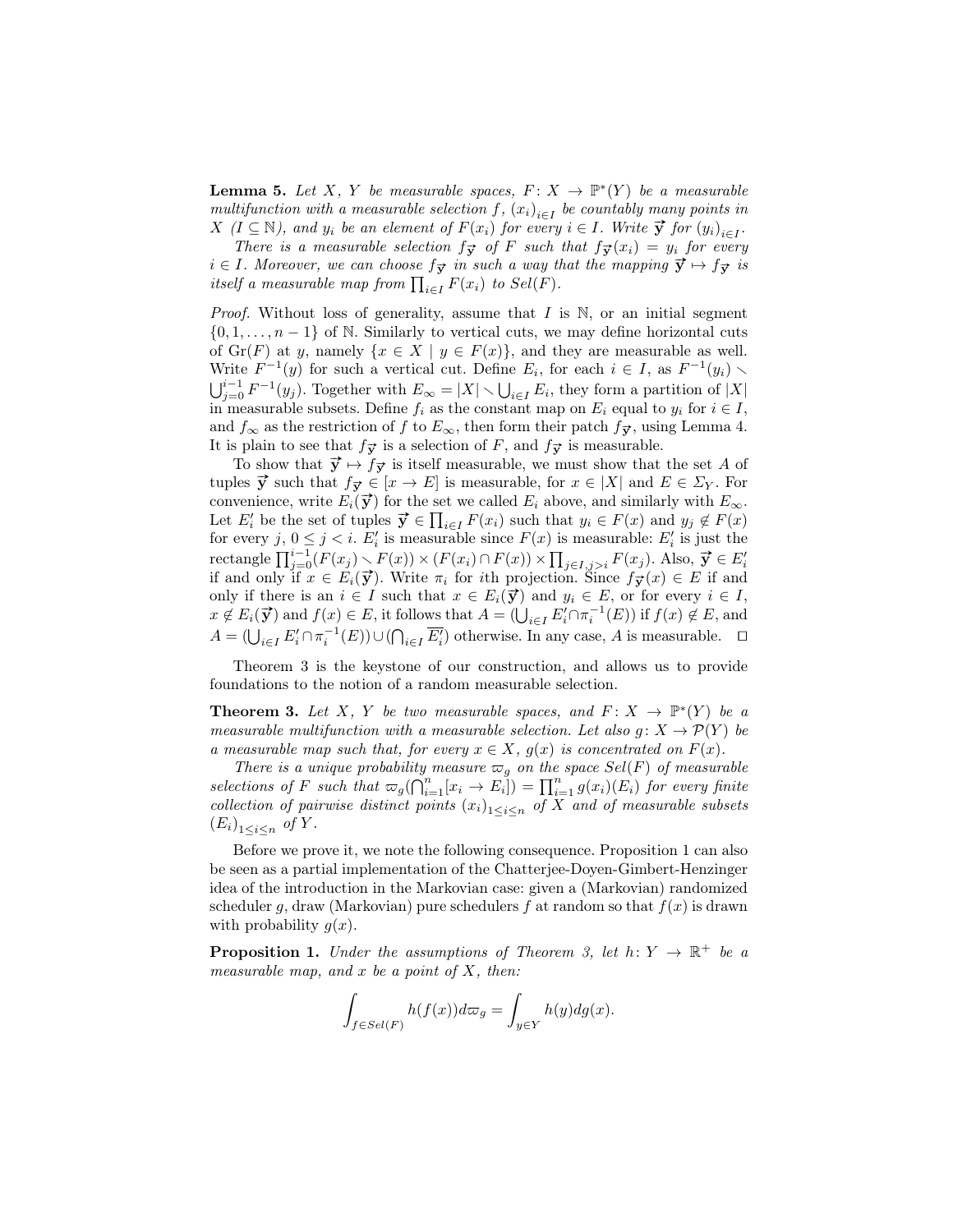**Lemma 5.** *Let $X$, $Y$ be measurable spaces, $F\colon X \to \mathbb{P}^*(Y)$ be a measurable multifunction with a measurable selection $f$, $(x_i)_{i \in I}$ be countably many points in $X$ ($I \subseteq \mathbb{N}$), and $y_i$ be an element of $F(x_i)$ for every $i \in I$. Write $\vec{\mathbf{y}}$ for $(y_i)_{i \in I}$.*

*There is a measurable selection $f_{\vec{\mathbf{y}}}$ of $F$ such that $f_{\vec{\mathbf{y}}}(x_i) = y_i$ for every $i \in I$. Moreover, we can choose $f_{\vec{\mathbf{y}}}$ in such a way that the mapping $\vec{\mathbf{y}} \mapsto f_{\vec{\mathbf{y}}}$ is itself a measurable map from $\prod_{i \in I} F(x_i)$ to $Sel(F)$.*

*Proof.* Without loss of generality, assume that $I$ is $\mathbb{N}$, or an initial segment $\{0, 1, \ldots, n-1\}$ of $\mathbb{N}$. Similarly to vertical cuts, we may define horizontal cuts of $\mathrm{Gr}(F)$ at $y$, namely $\{x \in X \mid y \in F(x)\}$, and they are measurable as well. Write $F^{-1}(y)$ for such a vertical cut. Define $E_i$, for each $i \in I$, as $F^{-1}(y_i) \smallsetminus \bigcup_{j=0}^{i-1} F^{-1}(y_j)$. Together with $E_\infty = |X| \smallsetminus \bigcup_{i \in I} E_i$, they form a partition of $|X|$ in measurable subsets. Define $f_i$ as the constant map on $E_i$ equal to $y_i$ for $i \in I$, and $f_\infty$ as the restriction of $f$ to $E_\infty$, then form their patch $f_{\vec{\mathbf{y}}}$, using Lemma 4. It is plain to see that $f_{\vec{\mathbf{y}}}$ is a selection of $F$, and $f_{\vec{\mathbf{y}}}$ is measurable.

To show that $\vec{\mathbf{y}} \mapsto f_{\vec{\mathbf{y}}}$ is itself measurable, we must show that the set $A$ of tuples $\vec{\mathbf{y}}$ such that $f_{\vec{\mathbf{y}}} \in [x \to E]$ is measurable, for $x \in |X|$ and $E \in \Sigma_Y$. For convenience, write $E_i(\vec{\mathbf{y}})$ for the set we called $E_i$ above, and similarly with $E_\infty$. Let $E'_i$ be the set of tuples $\vec{\mathbf{y}} \in \prod_{i \in I} F(x_i)$ such that $y_i \in F(x)$ and $y_j \notin F(x)$ for every $j$, $0 \leq j < i$. $E'_i$ is measurable since $F(x)$ is measurable: $E'_i$ is just the rectangle $\prod_{j=0}^{i-1} (F(x_j) \smallsetminus F(x)) \times (F(x_i) \cap F(x)) \times \prod_{j \in I, j > i} F(x_j)$. Also, $\vec{\mathbf{y}} \in E'_i$ if and only if $x \in E_i(\vec{\mathbf{y}})$. Write $\pi_i$ for $i$th projection. Since $f_{\vec{\mathbf{y}}}(x) \in E$ if and only if there is an $i \in I$ such that $x \in E_i(\vec{\mathbf{y}})$ and $y_i \in E$, or for every $i \in I$, $x \notin E_i(\vec{\mathbf{y}})$ and $f(x) \in E$, it follows that $A = (\bigcup_{i \in I} E'_i \cap \pi_i^{-1}(E))$ if $f(x) \notin E$, and $A = (\bigcup_{i \in I} E'_i \cap \pi_i^{-1}(E)) \cup (\bigcap_{i \in I} \overline{E'_i})$ otherwise. In any case, $A$ is measurable. $\square$

Theorem 3 is the keystone of our construction, and allows us to provide foundations to the notion of a random measurable selection.

**Theorem 3.** *Let $X$, $Y$ be two measurable spaces, and $F\colon X \to \mathbb{P}^*(Y)$ be a measurable multifunction with a measurable selection. Let also $g\colon X \to \mathcal{P}(Y)$ be a measurable map such that, for every $x \in X$, $g(x)$ is concentrated on $F(x)$.*

*There is a unique probability measure $\varpi_g$ on the space $Sel(F)$ of measurable selections of $F$ such that $\varpi_g(\bigcap_{i=1}^n [x_i \to E_i]) = \prod_{i=1}^n g(x_i)(E_i)$ for every finite collection of pairwise distinct points $(x_i)_{1 \leq i \leq n}$ of $X$ and of measurable subsets $(E_i)_{1 \leq i \leq n}$ of $Y$.*

Before we prove it, we note the following consequence. Proposition 1 can also be seen as a partial implementation of the Chatterjee-Doyen-Gimbert-Henzinger idea of the introduction in the Markovian case: given a (Markovian) randomized scheduler $g$, draw (Markovian) pure schedulers $f$ at random so that $f(x)$ is drawn with probability $g(x)$.

**Proposition 1.** *Under the assumptions of Theorem 3, let $h\colon Y \to \mathbb{R}^+$ be a measurable map, and $x$ be a point of $X$, then:*

$$\int_{f \in Sel(F)} h(f(x)) d\varpi_g = \int_{y \in Y} h(y) dg(x).$$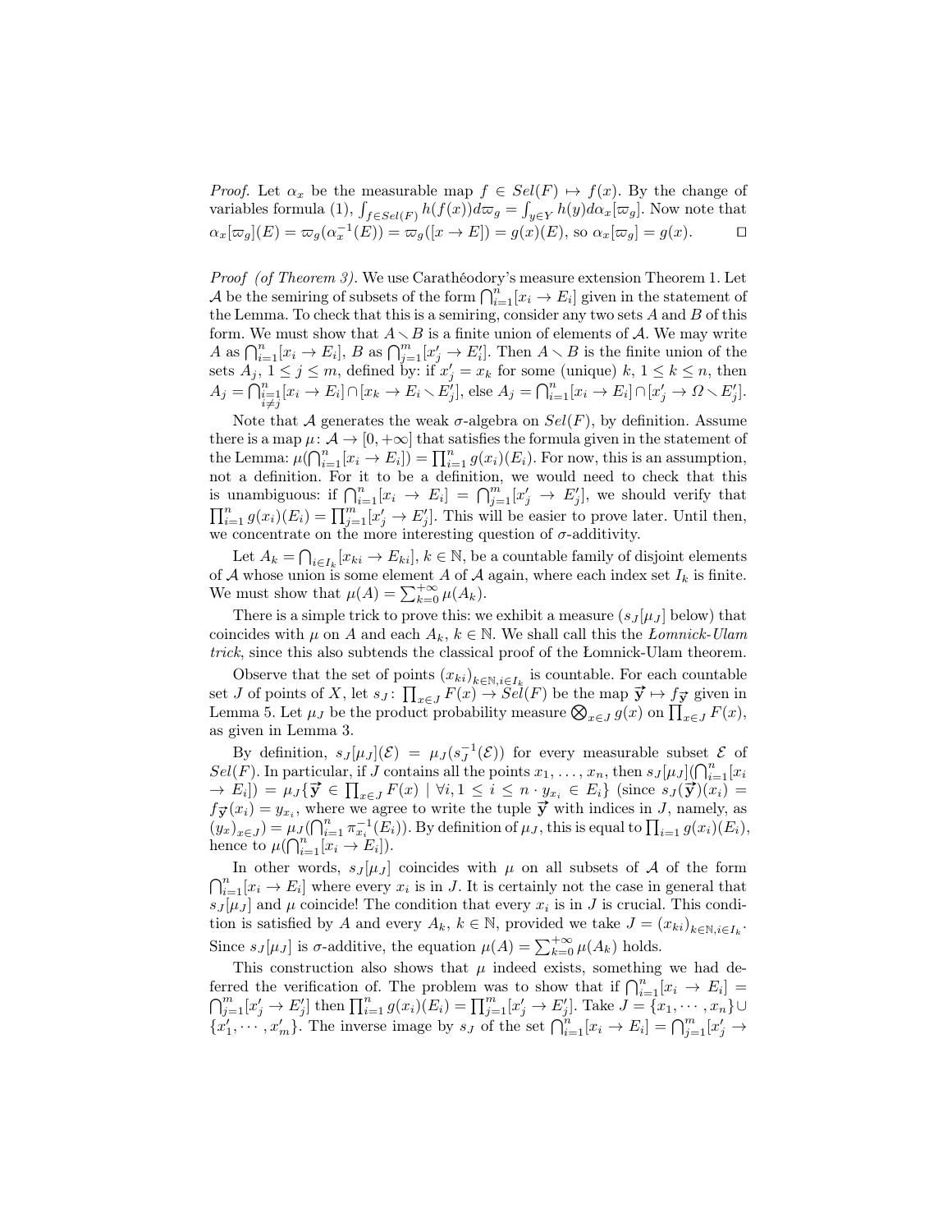*Proof.* Let $\alpha_x$ be the measurable map $f \in Sel(F) \mapsto f(x)$. By the change of variables formula (1), $\int_{f \in Sel(F)} h(f(x)) d\varpi_g = \int_{y \in Y} h(y) d\alpha_x[\varpi_g]$. Now note that $\alpha_x[\varpi_g](E) = \varpi_g(\alpha_x^{-1}(E)) = \varpi_g([x \to E]) = g(x)(E)$, so $\alpha_x[\varpi_g] = g(x)$. □

*Proof (of Theorem 3).* We use Carathéodory's measure extension Theorem 1. Let $\mathcal{A}$ be the semiring of subsets of the form $\bigcap_{i=1}^n [x_i \to E_i]$ given in the statement of the Lemma. To check that this is a semiring, consider any two sets $A$ and $B$ of this form. We must show that $A \smallsetminus B$ is a finite union of elements of $\mathcal{A}$. We may write $A$ as $\bigcap_{i=1}^n [x_i \to E_i]$, $B$ as $\bigcap_{j=1}^m [x'_j \to E'_j]$. Then $A \smallsetminus B$ is the finite union of the sets $A_j$, $1 \leq j \leq m$, defined by: if $x'_j = x_k$ for some (unique) $k$, $1 \leq k \leq n$, then $A_j = \bigcap_{\substack{i=1 \\ i \neq j}}^n [x_i \to E_i] \cap [x_k \to E_i \smallsetminus E'_j]$, else $A_j = \bigcap_{i=1}^n [x_i \to E_i] \cap [x'_j \to \Omega \smallsetminus E'_j]$.

Note that $\mathcal{A}$ generates the weak $\sigma$-algebra on $Sel(F)$, by definition. Assume there is a map $\mu \colon \mathcal{A} \to [0, +\infty]$ that satisfies the formula given in the statement of the Lemma: $\mu(\bigcap_{i=1}^n [x_i \to E_i]) = \prod_{i=1}^n g(x_i)(E_i)$. For now, this is an assumption, not a definition. For it to be a definition, we would need to check that this is unambiguous: if $\bigcap_{i=1}^n [x_i \to E_i] = \bigcap_{j=1}^m [x'_j \to E'_j]$, we should verify that $\prod_{i=1}^n g(x_i)(E_i) = \prod_{j=1}^m [x'_j \to E'_j]$. This will be easier to prove later. Until then, we concentrate on the more interesting question of $\sigma$-additivity.

Let $A_k = \bigcap_{i \in I_k} [x_{ki} \to E_{ki}]$, $k \in \mathbb{N}$, be a countable family of disjoint elements of $\mathcal{A}$ whose union is some element $A$ of $\mathcal{A}$ again, where each index set $I_k$ is finite. We must show that $\mu(A) = \sum_{k=0}^{+\infty} \mu(A_k)$.

There is a simple trick to prove this: we exhibit a measure ($s_J[\mu_J]$ below) that coincides with $\mu$ on $A$ and each $A_k$, $k \in \mathbb{N}$. We shall call this the *Łomnick-Ulam trick*, since this also subtends the classical proof of the Łomnick-Ulam theorem.

Observe that the set of points $(x_{ki})_{k \in \mathbb{N}, i \in I_k}$ is countable. For each countable set $J$ of points of $X$, let $s_J \colon \prod_{x \in J} F(x) \to Sel(F)$ be the map $\vec{\mathbf{y}} \mapsto f_{\vec{\mathbf{y}}}$ given in Lemma 5. Let $\mu_J$ be the product probability measure $\bigotimes_{x \in J} g(x)$ on $\prod_{x \in J} F(x)$, as given in Lemma 3.

By definition, $s_J[\mu_J](\mathcal{E}) = \mu_J(s_J^{-1}(\mathcal{E}))$ for every measurable subset $\mathcal{E}$ of $Sel(F)$. In particular, if $J$ contains all the points $x_1, \ldots, x_n$, then $s_J[\mu_J](\bigcap_{i=1}^n [x_i \to E_i]) = \mu_J\{\vec{\mathbf{y}} \in \prod_{x \in J} F(x) \mid \forall i, 1 \leq i \leq n \cdot y_{x_i} \in E_i\}$ (since $s_J(\vec{\mathbf{y}})(x_i) = f_{\vec{\mathbf{y}}}(x_i) = y_{x_i}$, where we agree to write the tuple $\vec{\mathbf{y}}$ with indices in $J$, namely, as $(y_x)_{x \in J}) = \mu_J(\bigcap_{i=1}^n \pi_{x_i}^{-1}(E_i))$. By definition of $\mu_J$, this is equal to $\prod_{i=1} g(x_i)(E_i)$, hence to $\mu(\bigcap_{i=1}^n [x_i \to E_i])$.

In other words, $s_J[\mu_J]$ coincides with $\mu$ on all subsets of $\mathcal{A}$ of the form $\bigcap_{i=1}^n [x_i \to E_i]$ where every $x_i$ is in $J$. It is certainly not the case in general that $s_J[\mu_J]$ and $\mu$ coincide! The condition that every $x_i$ is in $J$ is crucial. This condition is satisfied by $A$ and every $A_k$, $k \in \mathbb{N}$, provided we take $J = (x_{ki})_{k \in \mathbb{N}, i \in I_k}$. Since $s_J[\mu_J]$ is $\sigma$-additive, the equation $\mu(A) = \sum_{k=0}^{+\infty} \mu(A_k)$ holds.

This construction also shows that $\mu$ indeed exists, something we had deferred the verification of. The problem was to show that if $\bigcap_{i=1}^n [x_i \to E_i] = \bigcap_{j=1}^m [x'_j \to E'_j]$ then $\prod_{i=1}^n g(x_i)(E_i) = \prod_{j=1}^m [x'_j \to E'_j]$. Take $J = \{x_1, \cdots, x_n\} \cup \{x'_1, \cdots, x'_m\}$. The inverse image by $s_J$ of the set $\bigcap_{i=1}^n [x_i \to E_i] = \bigcap_{j=1}^m [x'_j \to$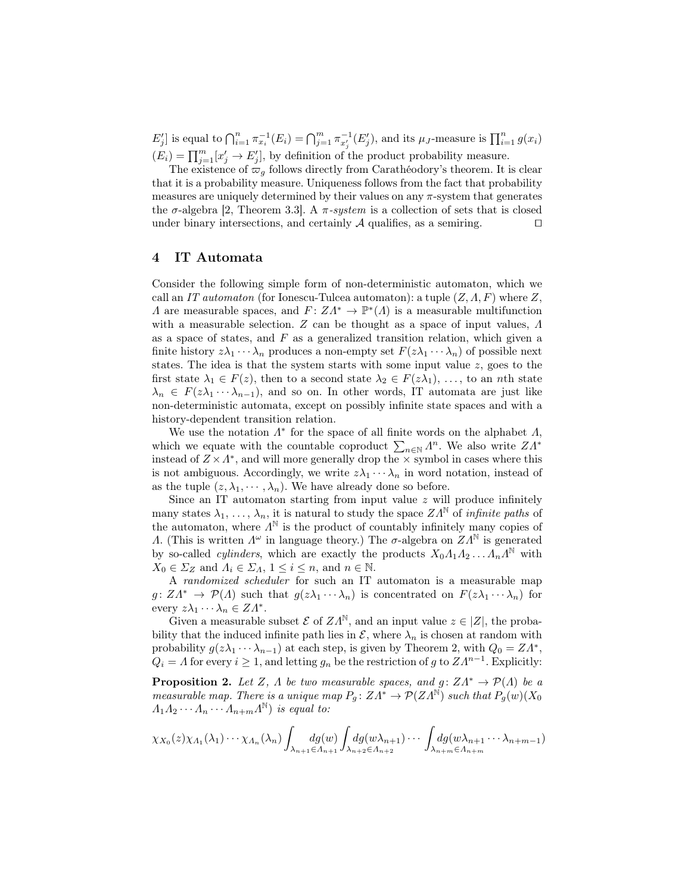$E'_j]$ is equal to $\bigcap_{i=1}^n \pi_{x_i}^{-1}(E_i) = \bigcap_{j=1}^m \pi_{x'_j}^{-1}(E'_j)$, and its $\mu_J$-measure is $\prod_{i=1}^n g(x_i)(E_i) = \prod_{j=1}^m [x'_j \to E'_j]$, by definition of the product probability measure.

The existence of $\varpi_g$ follows directly from Carathéodory's theorem. It is clear that it is a probability measure. Uniqueness follows from the fact that probability measures are uniquely determined by their values on any $\pi$-system that generates the $\sigma$-algebra [2, Theorem 3.3]. A *$\pi$-system* is a collection of sets that is closed under binary intersections, and certainly $\mathcal{A}$ qualifies, as a semiring. ☐

## 4 IT Automata

Consider the following simple form of non-deterministic automaton, which we call an *IT automaton* (for Ionescu-Tulcea automaton): a tuple $(Z, \Lambda, F)$ where $Z$, $\Lambda$ are measurable spaces, and $F \colon Z\Lambda^* \to \mathbb{P}^*(\Lambda)$ is a measurable multifunction with a measurable selection. $Z$ can be thought as a space of input values, $\Lambda$ as a space of states, and $F$ as a generalized transition relation, which given a finite history $z\lambda_1 \cdots \lambda_n$ produces a non-empty set $F(z\lambda_1 \cdots \lambda_n)$ of possible next states. The idea is that the system starts with some input value $z$, goes to the first state $\lambda_1 \in F(z)$, then to a second state $\lambda_2 \in F(z\lambda_1)$, ..., to an $n$th state $\lambda_n \in F(z\lambda_1 \cdots \lambda_{n-1})$, and so on. In other words, IT automata are just like non-deterministic automata, except on possibly infinite state spaces and with a history-dependent transition relation.

We use the notation $\Lambda^*$ for the space of all finite words on the alphabet $\Lambda$, which we equate with the countable coproduct $\sum_{n \in \mathbb{N}} \Lambda^n$. We also write $Z\Lambda^*$ instead of $Z \times \Lambda^*$, and will more generally drop the $\times$ symbol in cases where this is not ambiguous. Accordingly, we write $z\lambda_1 \cdots \lambda_n$ in word notation, instead of as the tuple $(z, \lambda_1, \cdots, \lambda_n)$. We have already done so before.

Since an IT automaton starting from input value $z$ will produce infinitely many states $\lambda_1, \ldots, \lambda_n$, it is natural to study the space $Z\Lambda^{\mathbb{N}}$ of *infinite paths* of the automaton, where $\Lambda^{\mathbb{N}}$ is the product of countably infinitely many copies of $\Lambda$. (This is written $\Lambda^\omega$ in language theory.) The $\sigma$-algebra on $Z\Lambda^{\mathbb{N}}$ is generated by so-called *cylinders*, which are exactly the products $X_0\Lambda_1\Lambda_2 \ldots \Lambda_n\Lambda^{\mathbb{N}}$ with $X_0 \in \Sigma_Z$ and $\Lambda_i \in \Sigma_\Lambda$, $1 \leq i \leq n$, and $n \in \mathbb{N}$.

A *randomized scheduler* for such an IT automaton is a measurable map $g \colon Z\Lambda^* \to \mathcal{P}(\Lambda)$ such that $g(z\lambda_1 \cdots \lambda_n)$ is concentrated on $F(z\lambda_1 \cdots \lambda_n)$ for every $z\lambda_1 \cdots \lambda_n \in Z\Lambda^*$.

Given a measurable subset $\mathcal{E}$ of $Z\Lambda^{\mathbb{N}}$, and an input value $z \in |Z|$, the probability that the induced infinite path lies in $\mathcal{E}$, where $\lambda_n$ is chosen at random with probability $g(z\lambda_1 \cdots \lambda_{n-1})$ at each step, is given by Theorem 2, with $Q_0 = Z\Lambda^*$, $Q_i = \Lambda$ for every $i \geq 1$, and letting $g_n$ be the restriction of $g$ to $Z\Lambda^{n-1}$. Explicitly:

**Proposition 2.** *Let $Z$, $\Lambda$ be two measurable spaces, and $g \colon Z\Lambda^* \to \mathcal{P}(\Lambda)$ be a measurable map. There is a unique map $P_g \colon Z\Lambda^* \to \mathcal{P}(Z\Lambda^{\mathbb{N}})$ such that $P_g(w)(X_0 \Lambda_1\Lambda_2 \cdots \Lambda_n \cdots \Lambda_{n+m}\Lambda^{\mathbb{N}})$ is equal to:*

$$\chi_{X_0}(z)\chi_{\Lambda_1}(\lambda_1)\cdots\chi_{\Lambda_n}(\lambda_n)\int_{\lambda_{n+1}\in\Lambda_{n+1}} dg(w)\int_{\lambda_{n+2}\in\Lambda_{n+2}} dg(w\lambda_{n+1})\cdots\int_{\lambda_{n+m}\in\Lambda_{n+m}} dg(w\lambda_{n+1}\cdots\lambda_{n+m-1})$$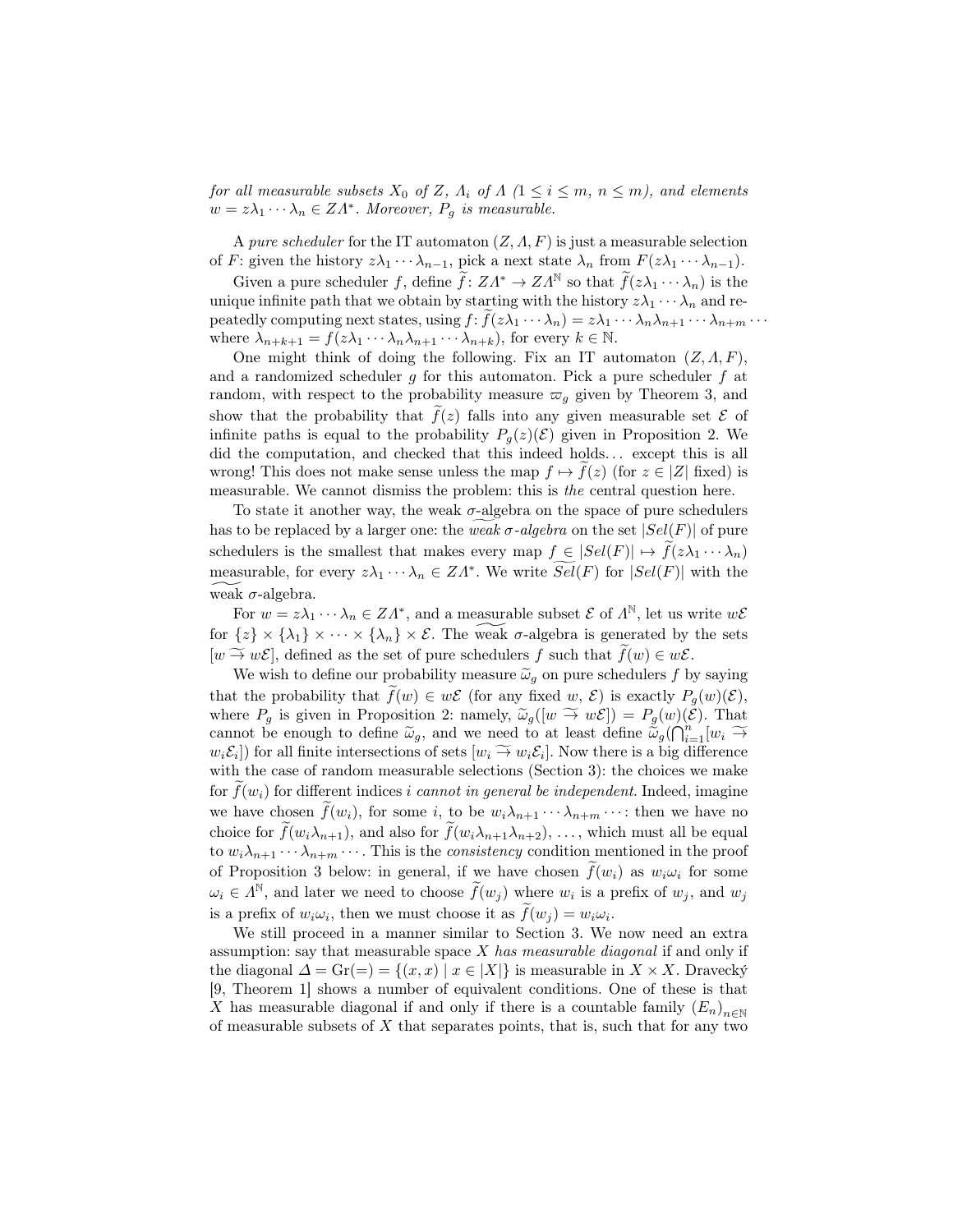*for all measurable subsets $X_0$ of $Z$, $\Lambda_i$ of $\Lambda$ ($1 \leq i \leq m$, $n \leq m$), and elements $w = z\lambda_1 \cdots \lambda_n \in Z\Lambda^*$. Moreover, $P_g$ is measurable.*

A *pure scheduler* for the IT automaton $(Z, \Lambda, F)$ is just a measurable selection of $F$: given the history $z\lambda_1 \cdots \lambda_{n-1}$, pick a next state $\lambda_n$ from $F(z\lambda_1 \cdots \lambda_{n-1})$.

Given a pure scheduler $f$, define $\widetilde{f} \colon Z\Lambda^* \to Z\Lambda^{\mathbb{N}}$ so that $\widetilde{f}(z\lambda_1 \cdots \lambda_n)$ is the unique infinite path that we obtain by starting with the history $z\lambda_1 \cdots \lambda_n$ and repeatedly computing next states, using $f$: $\widetilde{f}(z\lambda_1 \cdots \lambda_n) = z\lambda_1 \cdots \lambda_n\lambda_{n+1} \cdots \lambda_{n+m} \cdots$ where $\lambda_{n+k+1} = f(z\lambda_1 \cdots \lambda_n\lambda_{n+1} \cdots \lambda_{n+k})$, for every $k \in \mathbb{N}$.

One might think of doing the following. Fix an IT automaton $(Z, \Lambda, F)$, and a randomized scheduler $g$ for this automaton. Pick a pure scheduler $f$ at random, with respect to the probability measure $\varpi_g$ given by Theorem 3, and show that the probability that $\widetilde{f}(z)$ falls into any given measurable set $\mathcal{E}$ of infinite paths is equal to the probability $P_g(z)(\mathcal{E})$ given in Proposition 2. We did the computation, and checked that this indeed holds... except this is all wrong! This does not make sense unless the map $f \mapsto \widetilde{f}(z)$ (for $z \in |Z|$ fixed) is measurable. We cannot dismiss the problem: this is *the* central question here.

To state it another way, the weak $\sigma$-algebra on the space of pure schedulers has to be replaced by a larger one: the $\widetilde{\textit{weak}}$ $\sigma$*-algebra* on the set $|Sel(F)|$ of pure schedulers is the smallest that makes every map $f \in |Sel(F)| \mapsto \widetilde{f}(z\lambda_1 \cdots \lambda_n)$ measurable, for every $z\lambda_1 \cdots \lambda_n \in Z\Lambda^*$. We write $\widetilde{Sel}(F)$ for $|Sel(F)|$ with the $\widetilde{\text{weak}}$ $\sigma$-algebra.

For $w = z\lambda_1 \cdots \lambda_n \in Z\Lambda^*$, and a measurable subset $\mathcal{E}$ of $\Lambda^{\mathbb{N}}$, let us write $w\mathcal{E}$ for $\{z\} \times \{\lambda_1\} \times \cdots \times \{\lambda_n\} \times \mathcal{E}$. The $\widetilde{\text{weak}}$ $\sigma$-algebra is generated by the sets $[w \widetilde{\to} w\mathcal{E}]$, defined as the set of pure schedulers $f$ such that $\widetilde{f}(w) \in w\mathcal{E}$.

We wish to define our probability measure $\widetilde{\omega}_g$ on pure schedulers $f$ by saying that the probability that $\widetilde{f}(w) \in w\mathcal{E}$ (for any fixed $w$, $\mathcal{E}$) is exactly $P_g(w)(\mathcal{E})$, where $P_g$ is given in Proposition 2: namely, $\widetilde{\omega}_g([w \widetilde{\to} w\mathcal{E}]) = P_g(w)(\mathcal{E})$. That cannot be enough to define $\widetilde{\omega}_g$, and we need to at least define $\widetilde{\omega}_g(\bigcap_{i=1}^n [w_i \widetilde{\to} w_i\mathcal{E}_i])$ for all finite intersections of sets $[w_i \widetilde{\to} w_i\mathcal{E}_i]$. Now there is a big difference with the case of random measurable selections (Section 3): the choices we make for $\widetilde{f}(w_i)$ for different indices $i$ *cannot in general be independent*. Indeed, imagine we have chosen $\widetilde{f}(w_i)$, for some $i$, to be $w_i\lambda_{n+1} \cdots \lambda_{n+m} \cdots$: then we have no choice for $\widetilde{f}(w_i\lambda_{n+1})$, and also for $\widetilde{f}(w_i\lambda_{n+1}\lambda_{n+2})$, ..., which must all be equal to $w_i\lambda_{n+1} \cdots \lambda_{n+m} \cdots$. This is the *consistency* condition mentioned in the proof of Proposition 3 below: in general, if we have chosen $\widetilde{f}(w_i)$ as $w_i\omega_i$ for some $\omega_i \in \Lambda^{\mathbb{N}}$, and later we need to choose $\widetilde{f}(w_j)$ where $w_i$ is a prefix of $w_j$, and $w_j$ is a prefix of $w_i\omega_i$, then we must choose it as $\widetilde{f}(w_j) = w_i\omega_i$.

We still proceed in a manner similar to Section 3. We now need an extra assumption: say that measurable space $X$ *has measurable diagonal* if and only if the diagonal $\Delta = \mathrm{Gr}(=) = \{(x, x) \mid x \in |X|\}$ is measurable in $X \times X$. Dravecký [9, Theorem 1] shows a number of equivalent conditions. One of these is that $X$ has measurable diagonal if and only if there is a countable family $(E_n)_{n \in \mathbb{N}}$ of measurable subsets of $X$ that separates points, that is, such that for any two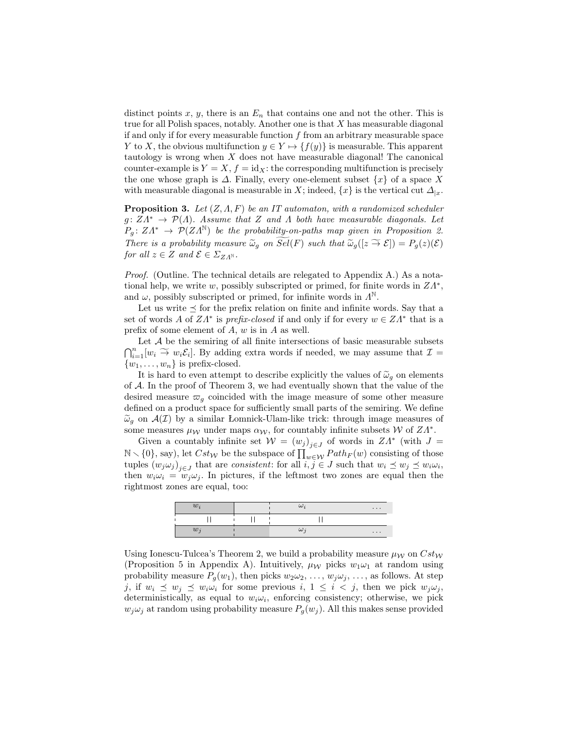distinct points $x$, $y$, there is an $E_n$ that contains one and not the other. This is true for all Polish spaces, notably. Another one is that $X$ has measurable diagonal if and only if for every measurable function $f$ from an arbitrary measurable space $Y$ to $X$, the obvious multifunction $y \in Y \mapsto \{f(y)\}$ is measurable. This apparent tautology is wrong when $X$ does not have measurable diagonal! The canonical counter-example is $Y = X$, $f = \mathrm{id}_X$: the corresponding multifunction is precisely the one whose graph is $\Delta$. Finally, every one-element subset $\{x\}$ of a space $X$ with measurable diagonal is measurable in $X$; indeed, $\{x\}$ is the vertical cut $\Delta_{|x}$.

**Proposition 3.** *Let $(Z, \Lambda, F)$ be an IT automaton, with a randomized scheduler $g\colon Z\Lambda^* \to \mathcal{P}(\Lambda)$. Assume that $Z$ and $\Lambda$ both have measurable diagonals. Let $P_g\colon Z\Lambda^* \to \mathcal{P}(Z\Lambda^{\mathbb{N}})$ be the probability-on-paths map given in Proposition 2. There is a probability measure $\widetilde{\omega}_g$ on $\widetilde{Sel}(F)$ such that $\widetilde{\omega}_g([z \widetilde{\to} \mathcal{E}]) = P_g(z)(\mathcal{E})$ for all $z \in Z$ and $\mathcal{E} \in \Sigma_{Z\Lambda^{\mathbb{N}}}$.*

*Proof.* (Outline. The technical details are relegated to Appendix A.) As a notational help, we write $w$, possibly subscripted or primed, for finite words in $Z\Lambda^*$, and $\omega$, possibly subscripted or primed, for infinite words in $\Lambda^{\mathbb{N}}$.

Let us write $\preceq$ for the prefix relation on finite and infinite words. Say that a set of words $A$ of $Z\Lambda^*$ is *prefix-closed* if and only if for every $w \in Z\Lambda^*$ that is a prefix of some element of $A$, $w$ is in $A$ as well.

Let $\mathcal{A}$ be the semiring of all finite intersections of basic measurable subsets $\bigcap_{i=1}^n [w_i \widetilde{\to} w_i\mathcal{E}_i]$. By adding extra words if needed, we may assume that $\mathcal{I} = \{w_1, \ldots, w_n\}$ is prefix-closed.

It is hard to even attempt to describe explicitly the values of $\widetilde{\omega}_g$ on elements of $\mathcal{A}$. In the proof of Theorem 3, we had eventually shown that the value of the desired measure $\varpi_g$ coincided with the image measure of some other measure defined on a product space for sufficiently small parts of the semiring. We define $\widetilde{\omega}_g$ on $\mathcal{A}(\mathcal{I})$ by a similar Łomnick-Ulam-like trick: through image measures of some measures $\mu_{\mathcal{W}}$ under maps $\alpha_{\mathcal{W}}$, for countably infinite subsets $\mathcal{W}$ of $Z\Lambda^*$.

Given a countably infinite set $\mathcal{W} = (w_j)_{j \in J}$ of words in $Z\Lambda^*$ (with $J = \mathbb{N} \smallsetminus \{0\}$, say), let $Cst_{\mathcal{W}}$ be the subspace of $\prod_{w \in \mathcal{W}} Path_F(w)$ consisting of those tuples $(w_j\omega_j)_{j \in J}$ that are *consistent*: for all $i, j \in J$ such that $w_i \preceq w_j \preceq w_i\omega_i$, then $w_i\omega_i = w_j\omega_j$. In pictures, if the leftmost two zones are equal then the rightmost zones are equal, too:

| $w_i$ | | $\omega_i$ | ... |
|---|---|---|---|
| \|\| | \|\| | \|\| | |
| $w_j$ | | $\omega_j$ | ... |

Using Ionescu-Tulcea's Theorem 2, we build a probability measure $\mu_{\mathcal{W}}$ on $Cst_{\mathcal{W}}$ (Proposition 5 in Appendix A). Intuitively, $\mu_{\mathcal{W}}$ picks $w_1\omega_1$ at random using probability measure $P_g(w_1)$, then picks $w_2\omega_2, \ldots, w_j\omega_j, \ldots$, as follows. At step $j$, if $w_i \preceq w_j \preceq w_i\omega_i$ for some previous $i$, $1 \leq i < j$, then we pick $w_j\omega_j$, deterministically, as equal to $w_i\omega_i$, enforcing consistency; otherwise, we pick $w_j\omega_j$ at random using probability measure $P_g(w_j)$. All this makes sense provided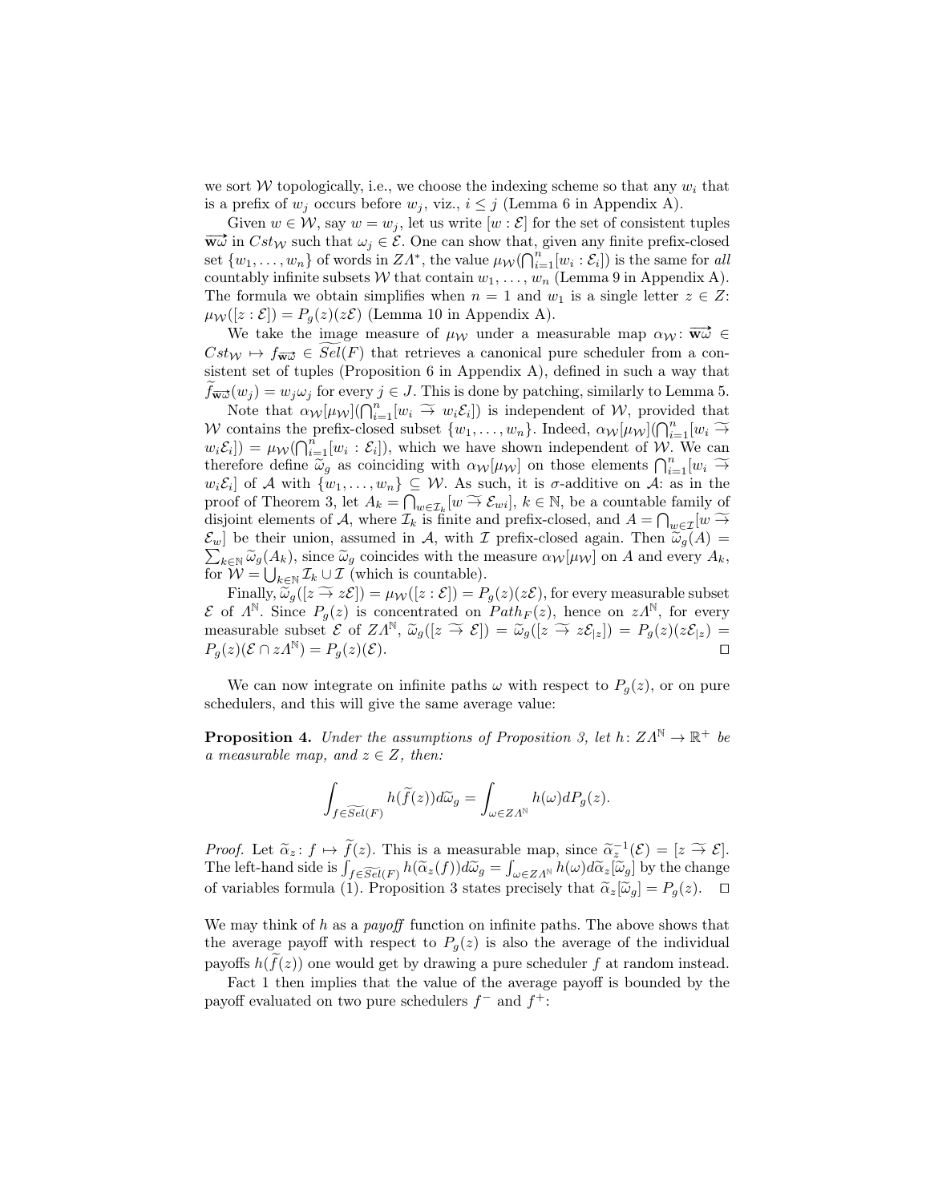we sort $\mathcal{W}$ topologically, i.e., we choose the indexing scheme so that any $w_i$ that is a prefix of $w_j$ occurs before $w_j$, viz., $i \leq j$ (Lemma 6 in Appendix A).

Given $w \in \mathcal{W}$, say $w = w_j$, let us write $[w : \mathcal{E}]$ for the set of consistent tuples $\overrightarrow{\mathbf{w}\omega}$ in $Cst_{\mathcal{W}}$ such that $\omega_j \in \mathcal{E}$. One can show that, given any finite prefix-closed set $\{w_1, \ldots, w_n\}$ of words in $Z\Lambda^*$, the value $\mu_{\mathcal{W}}(\bigcap_{i=1}^n [w_i : \mathcal{E}_i])$ is the same for *all* countably infinite subsets $\mathcal{W}$ that contain $w_1, \ldots, w_n$ (Lemma 9 in Appendix A). The formula we obtain simplifies when $n = 1$ and $w_1$ is a single letter $z \in Z$: $\mu_{\mathcal{W}}([z : \mathcal{E}]) = P_g(z)(z\mathcal{E})$ (Lemma 10 in Appendix A).

We take the image measure of $\mu_{\mathcal{W}}$ under a measurable map $\alpha_{\mathcal{W}} \colon \overrightarrow{\mathbf{w}\omega} \in Cst_{\mathcal{W}} \mapsto f_{\overrightarrow{\mathbf{w}\omega}} \in \widetilde{Sel}(F)$ that retrieves a canonical pure scheduler from a consistent set of tuples (Proposition 6 in Appendix A), defined in such a way that $\widetilde{f}_{\overrightarrow{\mathbf{w}\omega}}(w_j) = w_j\omega_j$ for every $j \in J$. This is done by patching, similarly to Lemma 5.

Note that $\alpha_{\mathcal{W}}[\mu_{\mathcal{W}}](\bigcap_{i=1}^n [w_i \widetilde{\to} w_i\mathcal{E}_i])$ is independent of $\mathcal{W}$, provided that $\mathcal{W}$ contains the prefix-closed subset $\{w_1, \ldots, w_n\}$. Indeed, $\alpha_{\mathcal{W}}[\mu_{\mathcal{W}}](\bigcap_{i=1}^n [w_i \widetilde{\to} w_i\mathcal{E}_i]) = \mu_{\mathcal{W}}(\bigcap_{i=1}^n [w_i : \mathcal{E}_i])$, which we have shown independent of $\mathcal{W}$. We can therefore define $\widetilde{\omega}_g$ as coinciding with $\alpha_{\mathcal{W}}[\mu_{\mathcal{W}}]$ on those elements $\bigcap_{i=1}^n [w_i \widetilde{\to} w_i\mathcal{E}_i]$ of $\mathcal{A}$ with $\{w_1, \ldots, w_n\} \subseteq \mathcal{W}$. As such, it is $\sigma$-additive on $\mathcal{A}$: as in the proof of Theorem 3, let $A_k = \bigcap_{w \in \mathcal{I}_k} [w \widetilde{\to} \mathcal{E}_{wi}]$, $k \in \mathbb{N}$, be a countable family of disjoint elements of $\mathcal{A}$, where $\mathcal{I}_k$ is finite and prefix-closed, and $A = \bigcap_{w \in \mathcal{I}} [w \widetilde{\to} \mathcal{E}_w]$ be their union, assumed in $\mathcal{A}$, with $\mathcal{I}$ prefix-closed again. Then $\widetilde{\omega}_g(A) = \sum_{k \in \mathbb{N}} \widetilde{\omega}_g(A_k)$, since $\widetilde{\omega}_g$ coincides with the measure $\alpha_{\mathcal{W}}[\mu_{\mathcal{W}}]$ on $A$ and every $A_k$, for $\mathcal{W} = \bigcup_{k \in \mathbb{N}} \mathcal{I}_k \cup \mathcal{I}$ (which is countable).

Finally, $\widetilde{\omega}_g([z \widetilde{\to} z\mathcal{E}]) = \mu_{\mathcal{W}}([z : \mathcal{E}]) = P_g(z)(z\mathcal{E})$, for every measurable subset $\mathcal{E}$ of $\Lambda^{\mathbb{N}}$. Since $P_g(z)$ is concentrated on $Path_F(z)$, hence on $z\Lambda^{\mathbb{N}}$, for every measurable subset $\mathcal{E}$ of $Z\Lambda^{\mathbb{N}}$, $\widetilde{\omega}_g([z \widetilde{\to} \mathcal{E}]) = \widetilde{\omega}_g([z \widetilde{\to} z\mathcal{E}_{|z}]) = P_g(z)(z\mathcal{E}_{|z}) = P_g(z)(\mathcal{E} \cap z\Lambda^{\mathbb{N}}) = P_g(z)(\mathcal{E})$. ☐

We can now integrate on infinite paths $\omega$ with respect to $P_g(z)$, or on pure schedulers, and this will give the same average value:

**Proposition 4.** *Under the assumptions of Proposition 3, let $h \colon Z\Lambda^{\mathbb{N}} \to \mathbb{R}^+$ be a measurable map, and $z \in Z$, then:*

$$\int_{f \in \widetilde{Sel}(F)} h(\widetilde{f}(z)) d\widetilde{\omega}_g = \int_{\omega \in Z\Lambda^{\mathbb{N}}} h(\omega) dP_g(z).$$

*Proof.* Let $\widetilde{\alpha}_z \colon f \mapsto \widetilde{f}(z)$. This is a measurable map, since $\widetilde{\alpha}_z^{-1}(\mathcal{E}) = [z \widetilde{\to} \mathcal{E}]$. The left-hand side is $\int_{f \in \widetilde{Sel}(F)} h(\widetilde{\alpha}_z(f)) d\widetilde{\omega}_g = \int_{\omega \in Z\Lambda^{\mathbb{N}}} h(\omega) d\widetilde{\alpha}_z[\widetilde{\omega}_g]$ by the change of variables formula (1). Proposition 3 states precisely that $\widetilde{\alpha}_z[\widetilde{\omega}_g] = P_g(z)$. ☐

We may think of $h$ as a *payoff* function on infinite paths. The above shows that the average payoff with respect to $P_g(z)$ is also the average of the individual payoffs $h(\widetilde{f}(z))$ one would get by drawing a pure scheduler $f$ at random instead.

Fact 1 then implies that the value of the average payoff is bounded by the payoff evaluated on two pure schedulers $f^-$ and $f^+$: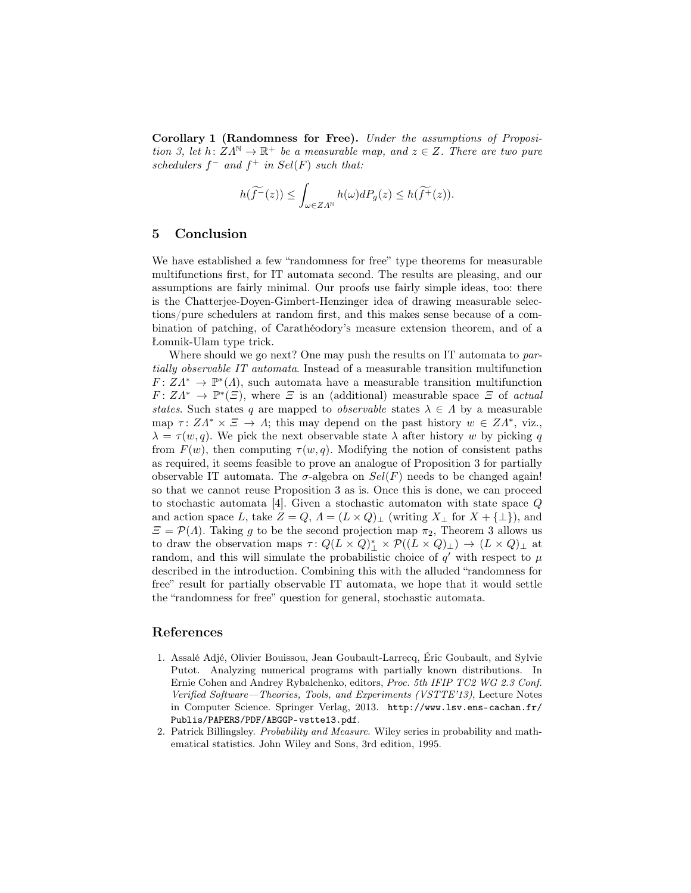**Corollary 1 (Randomness for Free).** *Under the assumptions of Proposition 3, let $h\colon Z\Lambda^{\mathbb{N}} \to \mathbb{R}^+$ be a measurable map, and $z \in Z$. There are two pure schedulers $f^-$ and $f^+$ in $Sel(F)$ such that:*

$$h(\widetilde{f^-}(z)) \leq \int_{\omega \in Z\Lambda^{\mathbb{N}}} h(\omega) dP_g(z) \leq h(\widetilde{f^+}(z)).$$

## 5 Conclusion

We have established a few "randomness for free" type theorems for measurable multifunctions first, for IT automata second. The results are pleasing, and our assumptions are fairly minimal. Our proofs use fairly simple ideas, too: there is the Chatterjee-Doyen-Gimbert-Henzinger idea of drawing measurable selections/pure schedulers at random first, and this makes sense because of a combination of patching, of Carathéodory's measure extension theorem, and of a Łomnik-Ulam type trick.

Where should we go next? One may push the results on IT automata to *partially observable IT automata*. Instead of a measurable transition multifunction $F\colon Z\Lambda^* \to \mathbb{P}^*(\Lambda)$, such automata have a measurable transition multifunction $F\colon Z\Lambda^* \to \mathbb{P}^*(\Xi)$, where $\Xi$ is an (additional) measurable space $\Xi$ of *actual states*. Such states $q$ are mapped to *observable* states $\lambda \in \Lambda$ by a measurable map $\tau\colon Z\Lambda^* \times \Xi \to \Lambda$; this may depend on the past history $w \in Z\Lambda^*$, viz., $\lambda = \tau(w, q)$. We pick the next observable state $\lambda$ after history $w$ by picking $q$ from $F(w)$, then computing $\tau(w, q)$. Modifying the notion of consistent paths as required, it seems feasible to prove an analogue of Proposition 3 for partially observable IT automata. The $\sigma$-algebra on $Sel(F)$ needs to be changed again! so that we cannot reuse Proposition 3 as is. Once this is done, we can proceed to stochastic automata [4]. Given a stochastic automaton with state space $Q$ and action space $L$, take $Z = Q$, $\Lambda = (L \times Q)_\perp$ (writing $X_\perp$ for $X + \{\perp\}$), and $\Xi = \mathcal{P}(\Lambda)$. Taking $g$ to be the second projection map $\pi_2$, Theorem 3 allows us to draw the observation maps $\tau\colon Q(L \times Q)^*_\perp \times \mathcal{P}((L \times Q)_\perp) \to (L \times Q)_\perp$ at random, and this will simulate the probabilistic choice of $q'$ with respect to $\mu$ described in the introduction. Combining this with the alluded "randomness for free" result for partially observable IT automata, we hope that it would settle the "randomness for free" question for general, stochastic automata.

## References

1. Assalé Adjé, Olivier Bouissou, Jean Goubault-Larrecq, Éric Goubault, and Sylvie Putot. Analyzing numerical programs with partially known distributions. In Ernie Cohen and Andrey Rybalchenko, editors, *Proc. 5th IFIP TC2 WG 2.3 Conf. Verified Software—Theories, Tools, and Experiments (VSTTE'13)*, Lecture Notes in Computer Science. Springer Verlag, 2013. `http://www.lsv.ens-cachan.fr/Publis/PAPERS/PDF/ABGGP-vstte13.pdf`.
2. Patrick Billingsley. *Probability and Measure*. Wiley series in probability and mathematical statistics. John Wiley and Sons, 3rd edition, 1995.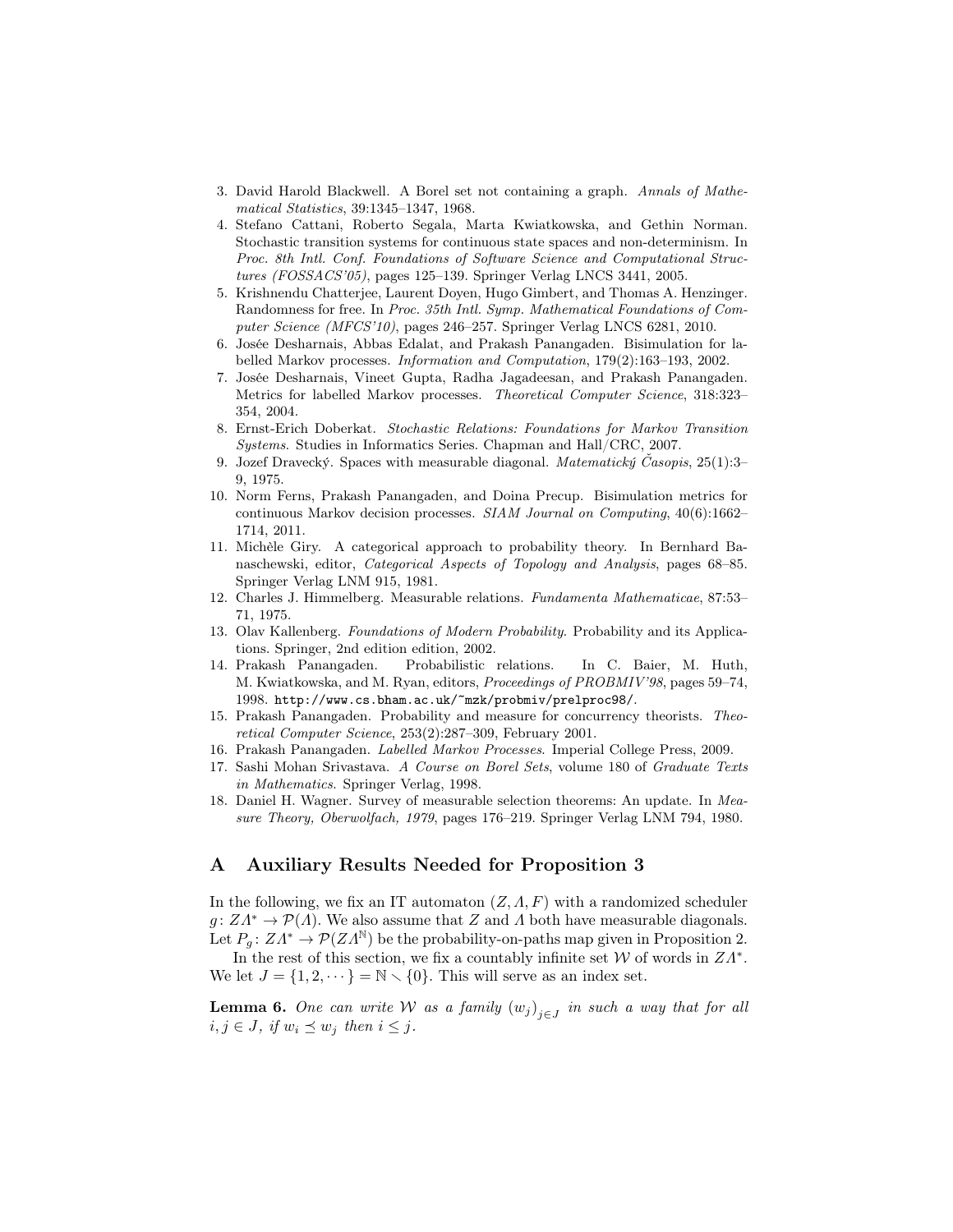3. David Harold Blackwell. A Borel set not containing a graph. *Annals of Mathematical Statistics*, 39:1345–1347, 1968.
4. Stefano Cattani, Roberto Segala, Marta Kwiatkowska, and Gethin Norman. Stochastic transition systems for continuous state spaces and non-determinism. In *Proc. 8th Intl. Conf. Foundations of Software Science and Computational Structures (FOSSACS'05)*, pages 125–139. Springer Verlag LNCS 3441, 2005.
5. Krishnendu Chatterjee, Laurent Doyen, Hugo Gimbert, and Thomas A. Henzinger. Randomness for free. In *Proc. 35th Intl. Symp. Mathematical Foundations of Computer Science (MFCS'10)*, pages 246–257. Springer Verlag LNCS 6281, 2010.
6. Josée Desharnais, Abbas Edalat, and Prakash Panangaden. Bisimulation for labelled Markov processes. *Information and Computation*, 179(2):163–193, 2002.
7. Josée Desharnais, Vineet Gupta, Radha Jagadeesan, and Prakash Panangaden. Metrics for labelled Markov processes. *Theoretical Computer Science*, 318:323–354, 2004.
8. Ernst-Erich Doberkat. *Stochastic Relations: Foundations for Markov Transition Systems*. Studies in Informatics Series. Chapman and Hall/CRC, 2007.
9. Jozef Dravecký. Spaces with measurable diagonal. *Matematický Časopis*, 25(1):3–9, 1975.
10. Norm Ferns, Prakash Panangaden, and Doina Precup. Bisimulation metrics for continuous Markov decision processes. *SIAM Journal on Computing*, 40(6):1662–1714, 2011.
11. Michèle Giry. A categorical approach to probability theory. In Bernhard Banaschewski, editor, *Categorical Aspects of Topology and Analysis*, pages 68–85. Springer Verlag LNM 915, 1981.
12. Charles J. Himmelberg. Measurable relations. *Fundamenta Mathematicae*, 87:53–71, 1975.
13. Olav Kallenberg. *Foundations of Modern Probability*. Probability and its Applications. Springer, 2nd edition edition, 2002.
14. Prakash Panangaden. Probabilistic relations. In C. Baier, M. Huth, M. Kwiatkowska, and M. Ryan, editors, *Proceedings of PROBMIV'98*, pages 59–74, 1998. `http://www.cs.bham.ac.uk/~mzk/probmiv/prelproc98/`.
15. Prakash Panangaden. Probability and measure for concurrency theorists. *Theoretical Computer Science*, 253(2):287–309, February 2001.
16. Prakash Panangaden. *Labelled Markov Processes*. Imperial College Press, 2009.
17. Sashi Mohan Srivastava. *A Course on Borel Sets*, volume 180 of *Graduate Texts in Mathematics*. Springer Verlag, 1998.
18. Daniel H. Wagner. Survey of measurable selection theorems: An update. In *Measure Theory, Oberwolfach, 1979*, pages 176–219. Springer Verlag LNM 794, 1980.

## A Auxiliary Results Needed for Proposition 3

In the following, we fix an IT automaton $(Z, \Lambda, F)$ with a randomized scheduler $g\colon Z\Lambda^* \to \mathcal{P}(\Lambda)$. We also assume that $Z$ and $\Lambda$ both have measurable diagonals. Let $P_g\colon Z\Lambda^* \to \mathcal{P}(Z\Lambda^{\mathbb{N}})$ be the probability-on-paths map given in Proposition 2.

In the rest of this section, we fix a countably infinite set $\mathcal{W}$ of words in $Z\Lambda^*$. We let $J = \{1, 2, \cdots\} = \mathbb{N} \setminus \{0\}$. This will serve as an index set.

**Lemma 6.** *One can write $\mathcal{W}$ as a family $(w_j)_{j\in J}$ in such a way that for all $i, j \in J$, if $w_i \preceq w_j$ then $i \leq j$.*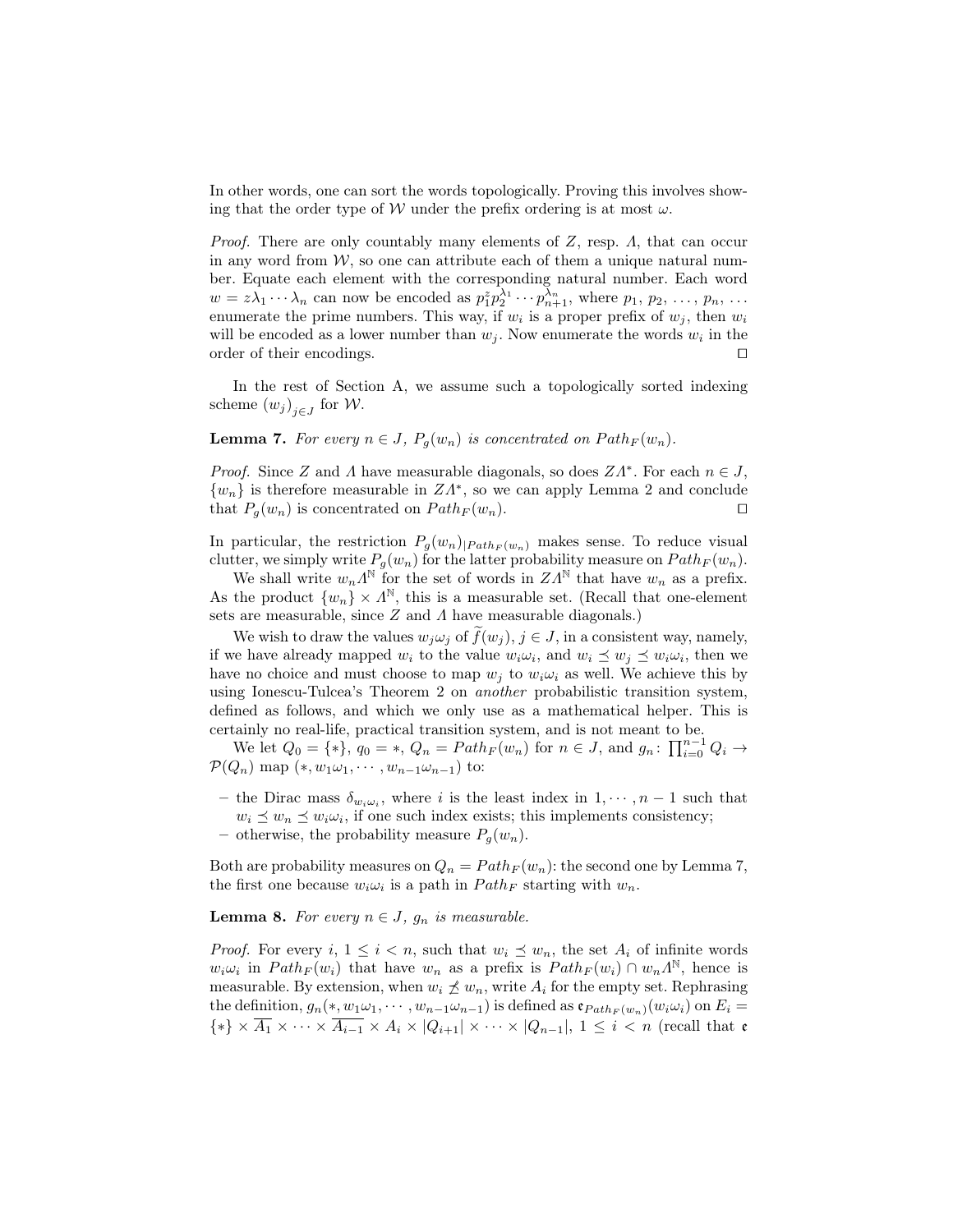In other words, one can sort the words topologically. Proving this involves showing that the order type of $\mathcal{W}$ under the prefix ordering is at most $\omega$.

*Proof.* There are only countably many elements of $Z$, resp. $\Lambda$, that can occur in any word from $\mathcal{W}$, so one can attribute each of them a unique natural number. Equate each element with the corresponding natural number. Each word $w = z\lambda_1 \cdots \lambda_n$ can now be encoded as $p_1^z p_2^{\lambda_1} \cdots p_{n+1}^{\lambda_n}$, where $p_1, p_2, \ldots, p_n, \ldots$ enumerate the prime numbers. This way, if $w_i$ is a proper prefix of $w_j$, then $w_i$ will be encoded as a lower number than $w_j$. Now enumerate the words $w_i$ in the order of their encodings. ◻

In the rest of Section A, we assume such a topologically sorted indexing scheme $(w_j)_{j \in J}$ for $\mathcal{W}$.

**Lemma 7.** *For every $n \in J$, $P_g(w_n)$ is concentrated on $Path_F(w_n)$.*

*Proof.* Since $Z$ and $\Lambda$ have measurable diagonals, so does $Z\Lambda^*$. For each $n \in J$, $\{w_n\}$ is therefore measurable in $Z\Lambda^*$, so we can apply Lemma 2 and conclude that $P_g(w_n)$ is concentrated on $Path_F(w_n)$. ◻

In particular, the restriction $P_g(w_n)_{|Path_F(w_n)}$ makes sense. To reduce visual clutter, we simply write $P_g(w_n)$ for the latter probability measure on $Path_F(w_n)$.

We shall write $w_n\Lambda^{\mathbb{N}}$ for the set of words in $Z\Lambda^{\mathbb{N}}$ that have $w_n$ as a prefix. As the product $\{w_n\} \times \Lambda^{\mathbb{N}}$, this is a measurable set. (Recall that one-element sets are measurable, since $Z$ and $\Lambda$ have measurable diagonals.)

We wish to draw the values $w_j\omega_j$ of $\widetilde{f}(w_j)$, $j \in J$, in a consistent way, namely, if we have already mapped $w_i$ to the value $w_i\omega_i$, and $w_i \preceq w_j \preceq w_i\omega_i$, then we have no choice and must choose to map $w_j$ to $w_i\omega_i$ as well. We achieve this by using Ionescu-Tulcea's Theorem 2 on *another* probabilistic transition system, defined as follows, and which we only use as a mathematical helper. This is certainly no real-life, practical transition system, and is not meant to be.

We let $Q_0 = \{*\}$, $q_0 = *$, $Q_n = Path_F(w_n)$ for $n \in J$, and $g_n \colon \prod_{i=0}^{n-1} Q_i \to \mathcal{P}(Q_n)$ map $(*, w_1\omega_1, \cdots, w_{n-1}\omega_{n-1})$ to:

- the Dirac mass $\delta_{w_i\omega_i}$, where $i$ is the least index in $1, \cdots, n-1$ such that $w_i \preceq w_n \preceq w_i\omega_i$, if one such index exists; this implements consistency;
- otherwise, the probability measure $P_g(w_n)$.

Both are probability measures on $Q_n = Path_F(w_n)$: the second one by Lemma 7, the first one because $w_i\omega_i$ is a path in $Path_F$ starting with $w_n$.

**Lemma 8.** *For every $n \in J$, $g_n$ is measurable.*

*Proof.* For every $i$, $1 \leq i < n$, such that $w_i \preceq w_n$, the set $A_i$ of infinite words $w_i\omega_i$ in $Path_F(w_i)$ that have $w_n$ as a prefix is $Path_F(w_i) \cap w_n\Lambda^{\mathbb{N}}$, hence is measurable. By extension, when $w_i \not\preceq w_n$, write $A_i$ for the empty set. Rephrasing the definition, $g_n(*, w_1\omega_1, \cdots, w_{n-1}\omega_{n-1})$ is defined as $\mathfrak{e}_{Path_F(w_n)}(w_i\omega_i)$ on $E_i = \{*\} \times \overline{A_1} \times \cdots \times \overline{A_{i-1}} \times A_i \times |Q_{i+1}| \times \cdots \times |Q_{n-1}|$, $1 \leq i < n$ (recall that $\mathfrak{e}$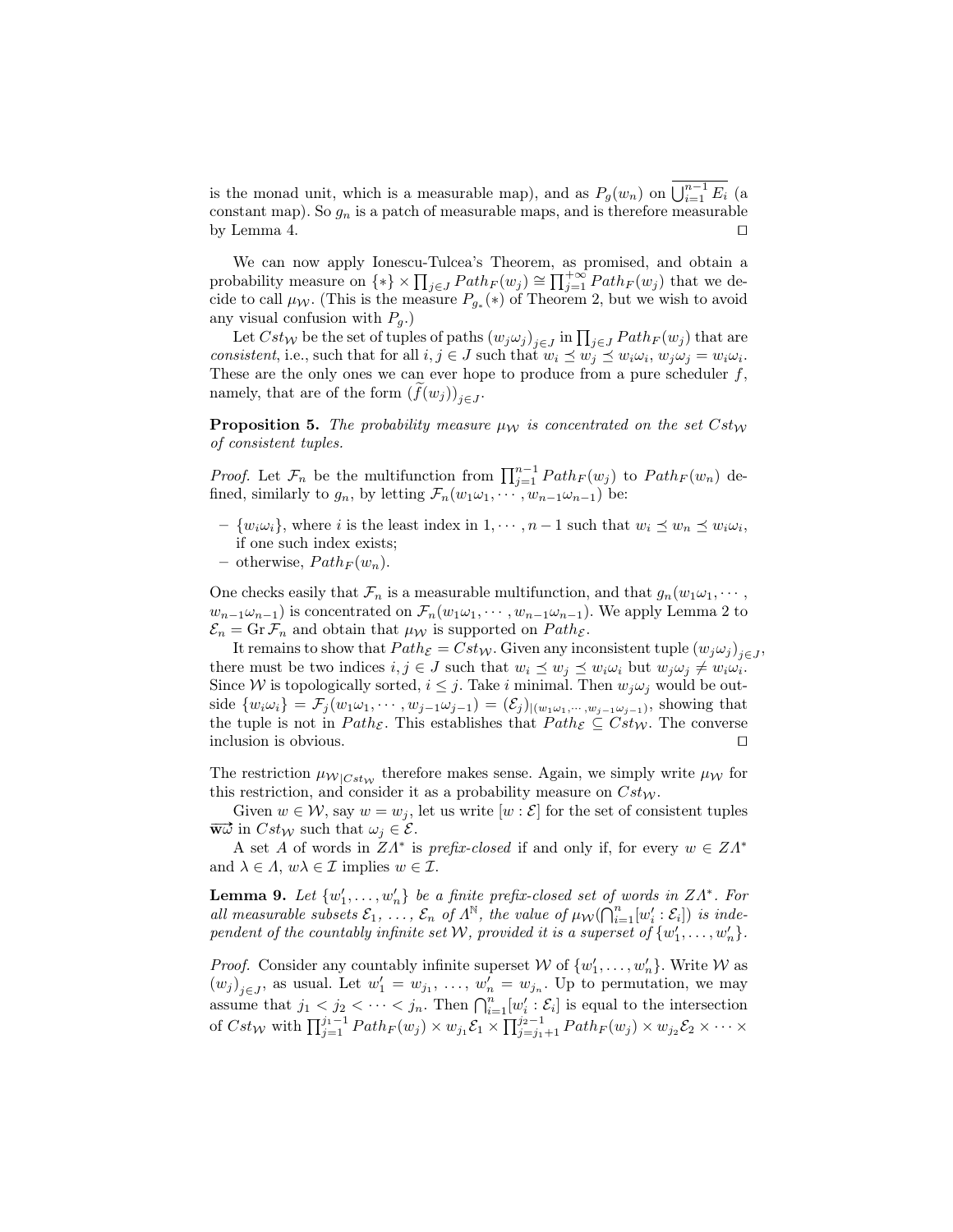is the monad unit, which is a measurable map), and as $P_g(w_n)$ on $\overline{\bigcup_{i=1}^{n-1} E_i}$ (a constant map). So $g_n$ is a patch of measurable maps, and is therefore measurable by Lemma 4. ◻

We can now apply Ionescu-Tulcea's Theorem, as promised, and obtain a probability measure on $\{*\} \times \prod_{j \in J} Path_F(w_j) \cong \prod_{j=1}^{+\infty} Path_F(w_j)$ that we decide to call $\mu_{\mathcal{W}}$. (This is the measure $P_{g_*}(*)$ of Theorem 2, but we wish to avoid any visual confusion with $P_g$.)

Let $Cst_{\mathcal{W}}$ be the set of tuples of paths $(w_j \omega_j)_{j \in J}$ in $\prod_{j \in J} Path_F(w_j)$ that are *consistent*, i.e., such that for all $i, j \in J$ such that $w_i \preceq w_j \preceq w_i \omega_i$, $w_j \omega_j = w_i \omega_i$. These are the only ones we can ever hope to produce from a pure scheduler $f$, namely, that are of the form $(\widetilde{f}(w_j))_{j \in J}$.

**Proposition 5.** *The probability measure $\mu_{\mathcal{W}}$ is concentrated on the set $Cst_{\mathcal{W}}$ of consistent tuples.*

*Proof.* Let $\mathcal{F}_n$ be the multifunction from $\prod_{j=1}^{n-1} Path_F(w_j)$ to $Path_F(w_n)$ defined, similarly to $g_n$, by letting $\mathcal{F}_n(w_1\omega_1, \cdots, w_{n-1}\omega_{n-1})$ be:

- $\{w_i \omega_i\}$, where $i$ is the least index in $1, \cdots, n-1$ such that $w_i \preceq w_n \preceq w_i \omega_i$, if one such index exists;
- otherwise, $Path_F(w_n)$.

One checks easily that $\mathcal{F}_n$ is a measurable multifunction, and that $g_n(w_1\omega_1, \cdots, w_{n-1}\omega_{n-1})$ is concentrated on $\mathcal{F}_n(w_1\omega_1, \cdots, w_{n-1}\omega_{n-1})$. We apply Lemma 2 to $\mathcal{E}_n = \operatorname{Gr} \mathcal{F}_n$ and obtain that $\mu_{\mathcal{W}}$ is supported on $Path_{\mathcal{E}}$.

It remains to show that $Path_{\mathcal{E}} = Cst_{\mathcal{W}}$. Given any inconsistent tuple $(w_j \omega_j)_{j \in J}$, there must be two indices $i, j \in J$ such that $w_i \preceq w_j \preceq w_i \omega_i$ but $w_j \omega_j \neq w_i \omega_i$. Since $\mathcal{W}$ is topologically sorted, $i \leq j$. Take $i$ minimal. Then $w_j \omega_j$ would be outside $\{w_i \omega_i\} = \mathcal{F}_j(w_1\omega_1, \cdots, w_{j-1}\omega_{j-1}) = (\mathcal{E}_j)_{|(w_1\omega_1, \cdots, w_{j-1}\omega_{j-1})}$, showing that the tuple is not in $Path_{\mathcal{E}}$. This establishes that $Path_{\mathcal{E}} \subseteq Cst_{\mathcal{W}}$. The converse inclusion is obvious. ◻

The restriction $\mu_{\mathcal{W}|Cst_{\mathcal{W}}}$ therefore makes sense. Again, we simply write $\mu_{\mathcal{W}}$ for this restriction, and consider it as a probability measure on $Cst_{\mathcal{W}}$.

Given $w \in \mathcal{W}$, say $w = w_j$, let us write $[w : \mathcal{E}]$ for the set of consistent tuples $\overrightarrow{\mathbf{w}\omega}$ in $Cst_{\mathcal{W}}$ such that $\omega_j \in \mathcal{E}$.

A set $A$ of words in $Z\Lambda^*$ is *prefix-closed* if and only if, for every $w \in Z\Lambda^*$ and $\lambda \in \Lambda$, $w\lambda \in \mathcal{I}$ implies $w \in \mathcal{I}$.

**Lemma 9.** *Let $\{w'_1, \ldots, w'_n\}$ be a finite prefix-closed set of words in $Z\Lambda^*$. For all measurable subsets $\mathcal{E}_1, \ldots, \mathcal{E}_n$ of $\Lambda^{\mathbb{N}}$, the value of $\mu_{\mathcal{W}}(\bigcap_{i=1}^n [w'_i : \mathcal{E}_i])$ is independent of the countably infinite set $\mathcal{W}$, provided it is a superset of $\{w'_1, \ldots, w'_n\}$.*

*Proof.* Consider any countably infinite superset $\mathcal{W}$ of $\{w'_1, \ldots, w'_n\}$. Write $\mathcal{W}$ as $(w_j)_{j \in J}$, as usual. Let $w'_1 = w_{j_1}, \ldots, w'_n = w_{j_n}$. Up to permutation, we may assume that $j_1 < j_2 < \cdots < j_n$. Then $\bigcap_{i=1}^n [w'_i : \mathcal{E}_i]$ is equal to the intersection of $Cst_{\mathcal{W}}$ with $\prod_{j=1}^{j_1 - 1} Path_F(w_j) \times w_{j_1}\mathcal{E}_1 \times \prod_{j=j_1+1}^{j_2 - 1} Path_F(w_j) \times w_{j_2}\mathcal{E}_2 \times \cdots \times$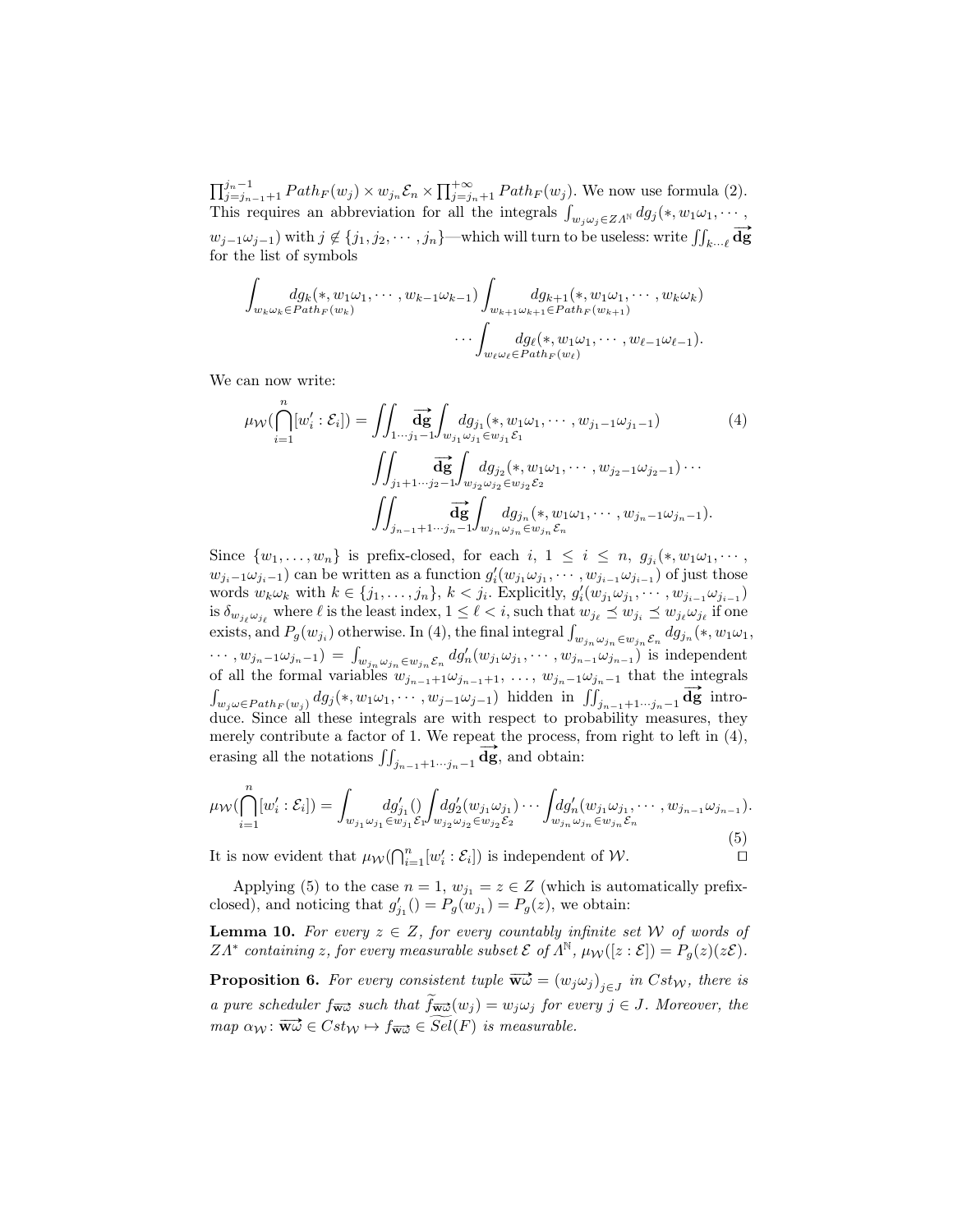$\prod_{j=j_{n-1}+1}^{j_n-1} Path_F(w_j) \times w_{j_n}\mathcal{E}_n \times \prod_{j=j_n+1}^{+\infty} Path_F(w_j)$. We now use formula (2). This requires an abbreviation for all the integrals $\int_{w_j\omega_j \in Z\Lambda^{\mathbb{N}}} dg_j(*, w_1\omega_1, \cdots, w_{j-1}\omega_{j-1})$ with $j \notin \{j_1, j_2, \cdots, j_n\}$—which will turn to be useless: write $\iint_{k\cdots\ell} \overrightarrow{\mathbf{dg}}$ for the list of symbols

$$\int_{w_k\omega_k \in Path_F(w_k)} dg_k(*, w_1\omega_1, \cdots, w_{k-1}\omega_{k-1}) \int_{w_{k+1}\omega_{k+1} \in Path_F(w_{k+1})} dg_{k+1}(*, w_1\omega_1, \cdots, w_k\omega_k) \cdots \int_{w_\ell\omega_\ell \in Path_F(w_\ell)} dg_\ell(*, w_1\omega_1, \cdots, w_{\ell-1}\omega_{\ell-1}).$$

We can now write:

$$\mu_{\mathcal{W}}(\bigcap_{i=1}^n [w'_i : \mathcal{E}_i]) = \iint_{1\cdots j_1-1} \overrightarrow{\mathbf{dg}} \int_{w_{j_1}\omega_{j_1} \in w_{j_1}\mathcal{E}_1} dg_{j_1}(*, w_1\omega_1, \cdots, w_{j_1-1}\omega_{j_1-1})$$
$$\iint_{j_1+1\cdots j_2-1} \overrightarrow{\mathbf{dg}} \int_{w_{j_2}\omega_{j_2} \in w_{j_2}\mathcal{E}_2} dg_{j_2}(*, w_1\omega_1, \cdots, w_{j_2-1}\omega_{j_2-1}) \cdots$$
$$\iint_{j_{n-1}+1\cdots j_n-1} \overrightarrow{\mathbf{dg}} \int_{w_{j_n}\omega_{j_n} \in w_{j_n}\mathcal{E}_n} dg_{j_n}(*, w_1\omega_1, \cdots, w_{j_n-1}\omega_{j_n-1}). \quad (4)$$

Since $\{w_1, \ldots, w_n\}$ is prefix-closed, for each $i$, $1 \leq i \leq n$, $g_{j_i}(*, w_1\omega_1, \cdots, w_{j_i-1}\omega_{j_i-1})$ can be written as a function $g'_i(w_{j_1}\omega_{j_1}, \cdots, w_{j_{i-1}}\omega_{j_{i-1}})$ of just those words $w_k\omega_k$ with $k \in \{j_1, \ldots, j_n\}$, $k < j_i$. Explicitly, $g'_i(w_{j_1}\omega_{j_1}, \cdots, w_{j_{i-1}}\omega_{j_{i-1}})$ is $\delta_{w_{j_\ell}\omega_{j_\ell}}$ where $\ell$ is the least index, $1 \leq \ell < i$, such that $w_{j_\ell} \preceq w_{j_i} \preceq w_{j_\ell}\omega_{j_\ell}$ if one exists, and $P_g(w_{j_i})$ otherwise. In (4), the final integral $\int_{w_{j_n}\omega_{j_n} \in w_{j_n}\mathcal{E}_n} dg_{j_n}(*, w_1\omega_1, \cdots, w_{j_n-1}\omega_{j_n-1}) = \int_{w_{j_n}\omega_{j_n} \in w_{j_n}\mathcal{E}_n} dg'_n(w_{j_1}\omega_{j_1}, \cdots, w_{j_{n-1}}\omega_{j_{n-1}})$ is independent of all the formal variables $w_{j_{n-1}+1}\omega_{j_{n-1}+1}, \ldots, w_{j_n-1}\omega_{j_n-1}$ that the integrals $\int_{w_j\omega \in Path_F(w_j)} dg_j(*, w_1\omega_1, \cdots, w_{j-1}\omega_{j-1})$ hidden in $\iint_{j_{n-1}+1\cdots j_n-1} \overrightarrow{\mathbf{dg}}$ introduce. Since all these integrals are with respect to probability measures, they merely contribute a factor of 1. We repeat the process, from right to left in (4), erasing all the notations $\iint_{j_{n-1}+1\cdots j_n-1} \overrightarrow{\mathbf{dg}}$, and obtain:

$$\mu_{\mathcal{W}}(\bigcap_{i=1}^n [w'_i : \mathcal{E}_i]) = \int_{w_{j_1}\omega_{j_1} \in w_{j_1}\mathcal{E}_1} dg'_{j_1}() \int_{w_{j_2}\omega_{j_2} \in w_{j_2}\mathcal{E}_2} dg'_2(w_{j_1}\omega_{j_1}) \cdots \int_{w_{j_n}\omega_{j_n} \in w_{j_n}\mathcal{E}_n} dg'_n(w_{j_1}\omega_{j_1}, \cdots, w_{j_{n-1}}\omega_{j_{n-1}}). \quad (5)$$

It is now evident that $\mu_{\mathcal{W}}(\bigcap_{i=1}^n [w'_i : \mathcal{E}_i])$ is independent of $\mathcal{W}$. ☐

Applying (5) to the case $n = 1$, $w_{j_1} = z \in Z$ (which is automatically prefix-closed), and noticing that $g'_{j_1}() = P_g(w_{j_1}) = P_g(z)$, we obtain:

**Lemma 10.** *For every $z \in Z$, for every countably infinite set $\mathcal{W}$ of words of $Z\Lambda^*$ containing $z$, for every measurable subset $\mathcal{E}$ of $\Lambda^{\mathbb{N}}$, $\mu_{\mathcal{W}}([z : \mathcal{E}]) = P_g(z)(z\mathcal{E})$.*

**Proposition 6.** *For every consistent tuple $\overrightarrow{\mathbf{w}\omega} = (w_j\omega_j)_{j \in J}$ in $Cst_{\mathcal{W}}$, there is a pure scheduler $f_{\overrightarrow{\mathbf{w}\omega}}$ such that $\widetilde{f_{\overrightarrow{\mathbf{w}\omega}}}(w_j) = w_j\omega_j$ for every $j \in J$. Moreover, the map $\alpha_{\mathcal{W}} : \overrightarrow{\mathbf{w}\omega} \in Cst_{\mathcal{W}} \mapsto f_{\overrightarrow{\mathbf{w}\omega}} \in \widetilde{Sel}(F)$ is measurable.*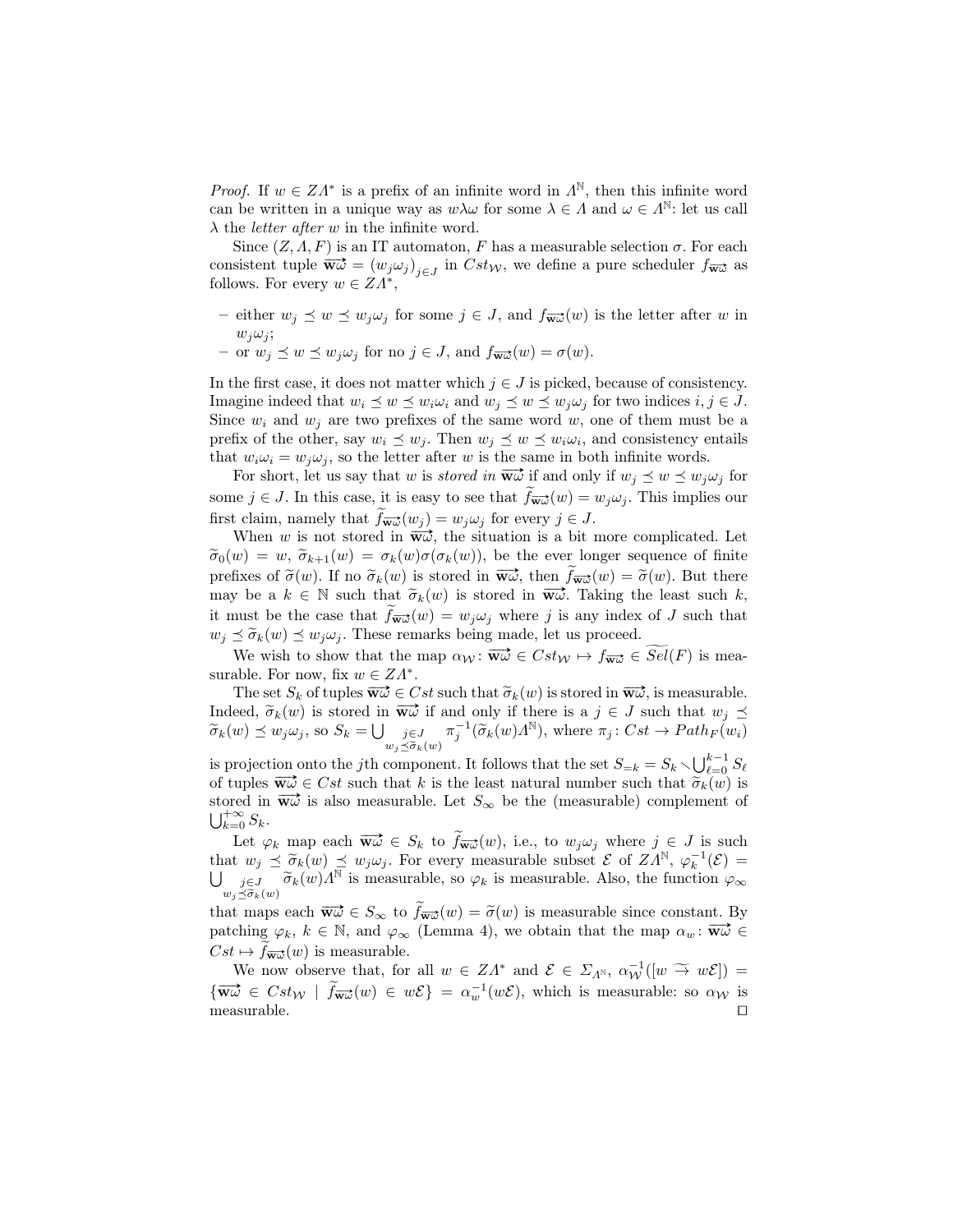*Proof.* If $w \in Z\Lambda^*$ is a prefix of an infinite word in $\Lambda^{\mathbb{N}}$, then this infinite word can be written in a unique way as $w\lambda\omega$ for some $\lambda \in \Lambda$ and $\omega \in \Lambda^{\mathbb{N}}$: let us call $\lambda$ the *letter after* $w$ in the infinite word.

Since $(Z, \Lambda, F)$ is an IT automaton, $F$ has a measurable selection $\sigma$. For each consistent tuple $\overrightarrow{\mathbf{w}\omega} = (w_j\omega_j)_{j \in J}$ in $Cst_{\mathcal{W}}$, we define a pure scheduler $f_{\overrightarrow{\mathbf{w}\omega}}$ as follows. For every $w \in Z\Lambda^*$,

- either $w_j \preceq w \preceq w_j\omega_j$ for some $j \in J$, and $f_{\overrightarrow{\mathbf{w}\omega}}(w)$ is the letter after $w$ in $w_j\omega_j$;
- or $w_j \preceq w \preceq w_j\omega_j$ for no $j \in J$, and $f_{\overrightarrow{\mathbf{w}\omega}}(w) = \sigma(w)$.

In the first case, it does not matter which $j \in J$ is picked, because of consistency. Imagine indeed that $w_i \preceq w \preceq w_i\omega_i$ and $w_j \preceq w \preceq w_j\omega_j$ for two indices $i, j \in J$. Since $w_i$ and $w_j$ are two prefixes of the same word $w$, one of them must be a prefix of the other, say $w_i \preceq w_j$. Then $w_j \preceq w \preceq w_i\omega_i$, and consistency entails that $w_i\omega_i = w_j\omega_j$, so the letter after $w$ is the same in both infinite words.

For short, let us say that $w$ is *stored in* $\overrightarrow{\mathbf{w}\omega}$ if and only if $w_j \preceq w \preceq w_j\omega_j$ for some $j \in J$. In this case, it is easy to see that $\widetilde{f}_{\overrightarrow{\mathbf{w}\omega}}(w) = w_j\omega_j$. This implies our first claim, namely that $\widetilde{f}_{\overrightarrow{\mathbf{w}\omega}}(w_j) = w_j\omega_j$ for every $j \in J$.

When $w$ is not stored in $\overrightarrow{\mathbf{w}\omega}$, the situation is a bit more complicated. Let $\widetilde{\sigma}_0(w) = w$, $\widetilde{\sigma}_{k+1}(w) = \sigma_k(w)\sigma(\sigma_k(w))$, be the ever longer sequence of finite prefixes of $\widetilde{\sigma}(w)$. If no $\widetilde{\sigma}_k(w)$ is stored in $\overrightarrow{\mathbf{w}\omega}$, then $\widetilde{f}_{\overrightarrow{\mathbf{w}\omega}}(w) = \widetilde{\sigma}(w)$. But there may be a $k \in \mathbb{N}$ such that $\widetilde{\sigma}_k(w)$ is stored in $\overrightarrow{\mathbf{w}\omega}$. Taking the least such $k$, it must be the case that $\widetilde{f}_{\overrightarrow{\mathbf{w}\omega}}(w) = w_j\omega_j$ where $j$ is any index of $J$ such that $w_j \preceq \widetilde{\sigma}_k(w) \preceq w_j\omega_j$. These remarks being made, let us proceed.

We wish to show that the map $\alpha_{\mathcal{W}} \colon \overrightarrow{\mathbf{w}\omega} \in Cst_{\mathcal{W}} \mapsto f_{\overrightarrow{\mathbf{w}\omega}} \in \widetilde{Sel}(F)$ is measurable. For now, fix $w \in Z\Lambda^*$.

The set $S_k$ of tuples $\overrightarrow{\mathbf{w}\omega} \in Cst$ such that $\widetilde{\sigma}_k(w)$ is stored in $\overrightarrow{\mathbf{w}\omega}$, is measurable. Indeed, $\widetilde{\sigma}_k(w)$ is stored in $\overrightarrow{\mathbf{w}\omega}$ if and only if there is a $j \in J$ such that $w_j \preceq \widetilde{\sigma}_k(w) \preceq w_j\omega_j$, so $S_k = \bigcup_{\substack{j \in J \\ w_j \preceq \widetilde{\sigma}_k(w)}} \pi_j^{-1}(\widetilde{\sigma}_k(w)\Lambda^{\mathbb{N}})$, where $\pi_j \colon Cst \to Path_F(w_i)$ is projection onto the $j$th component. It follows that the set $S_{=k} = S_k \smallsetminus \bigcup_{\ell=0}^{k-1} S_\ell$ of tuples $\overrightarrow{\mathbf{w}\omega} \in Cst$ such that $k$ is the least natural number such that $\widetilde{\sigma}_k(w)$ is stored in $\overrightarrow{\mathbf{w}\omega}$ is also measurable. Let $S_\infty$ be the (measurable) complement of $\bigcup_{k=0}^{+\infty} S_k$.

Let $\varphi_k$ map each $\overrightarrow{\mathbf{w}\omega} \in S_k$ to $\widetilde{f}_{\overrightarrow{\mathbf{w}\omega}}(w)$, i.e., to $w_j\omega_j$ where $j \in J$ is such that $w_j \preceq \widetilde{\sigma}_k(w) \preceq w_j\omega_j$. For every measurable subset $\mathcal{E}$ of $Z\Lambda^{\mathbb{N}}$, $\varphi_k^{-1}(\mathcal{E}) = \bigcup_{\substack{j \in J \\ w_j \preceq \widetilde{\sigma}_k(w)}} \widetilde{\sigma}_k(w)\Lambda^{\mathbb{N}}$ is measurable, so $\varphi_k$ is measurable. Also, the function $\varphi_\infty$ that maps each $\overrightarrow{\mathbf{w}\omega} \in S_\infty$ to $\widetilde{f}_{\overrightarrow{\mathbf{w}\omega}}(w) = \widetilde{\sigma}(w)$ is measurable since constant. By patching $\varphi_k$, $k \in \mathbb{N}$, and $\varphi_\infty$ (Lemma 4), we obtain that the map $\alpha_w \colon \overrightarrow{\mathbf{w}\omega} \in Cst \mapsto \widetilde{f}_{\overrightarrow{\mathbf{w}\omega}}(w)$ is measurable.

We now observe that, for all $w \in Z\Lambda^*$ and $\mathcal{E} \in \Sigma_{\Lambda^{\mathbb{N}}}$, $\alpha_{\mathcal{W}}^{-1}([w \mathrel{\widetilde{\to}} w\mathcal{E}]) = \{\overrightarrow{\mathbf{w}\omega} \in Cst_{\mathcal{W}} \mid \widetilde{f}_{\overrightarrow{\mathbf{w}\omega}}(w) \in w\mathcal{E}\} = \alpha_w^{-1}(w\mathcal{E})$, which is measurable: so $\alpha_{\mathcal{W}}$ is measurable. $\square$